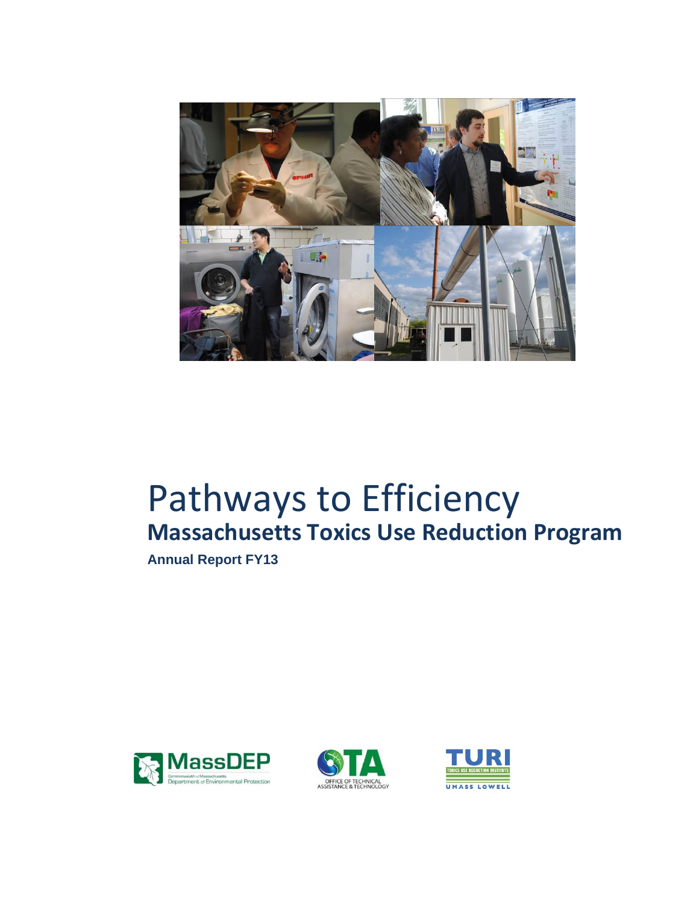# Pathways to Efficiency

## Massachusetts Toxics Use Reduction Program

**Annual Report FY13**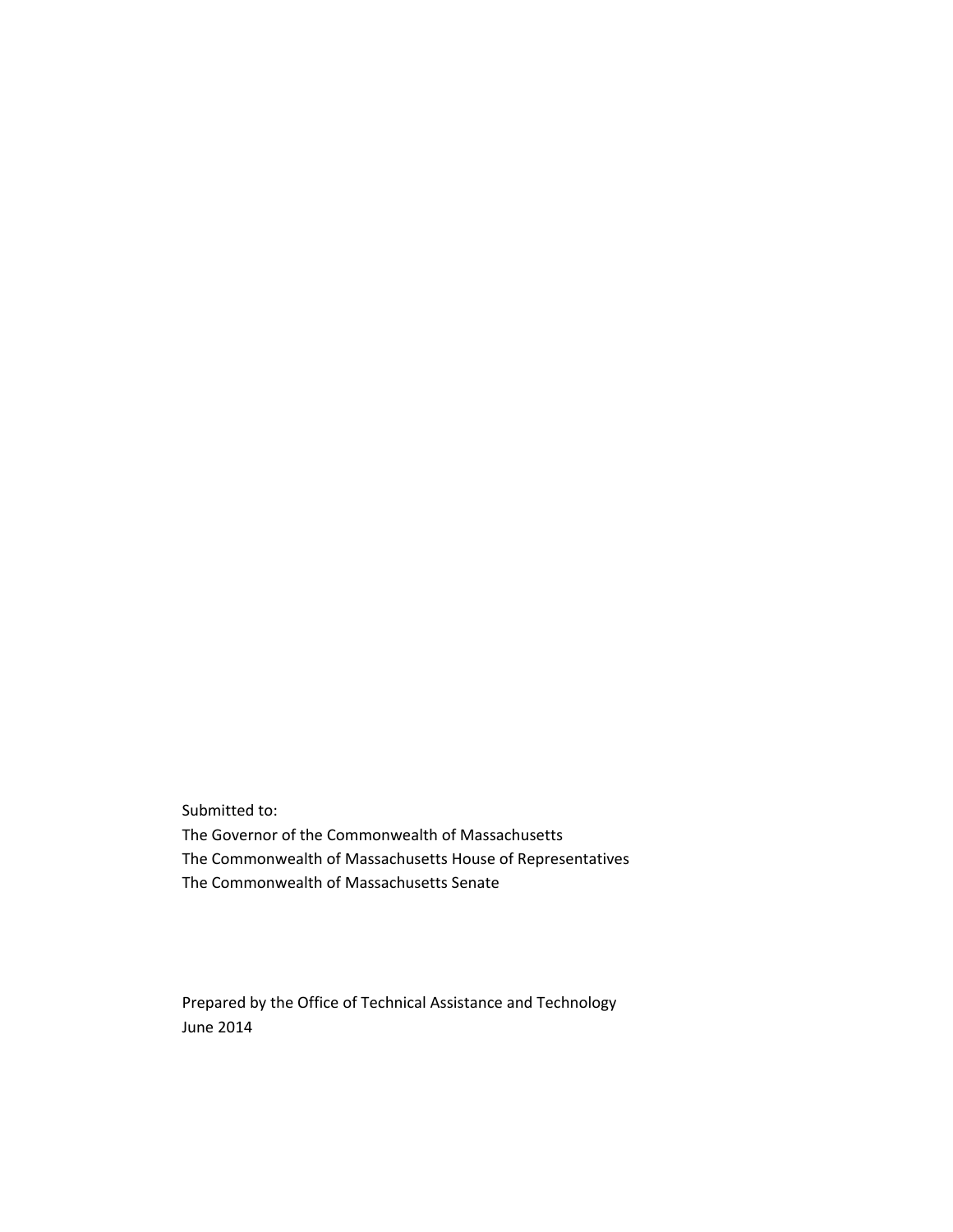Submitted to:
The Governor of the Commonwealth of Massachusetts
The Commonwealth of Massachusetts House of Representatives
The Commonwealth of Massachusetts Senate

Prepared by the Office of Technical Assistance and Technology
June 2014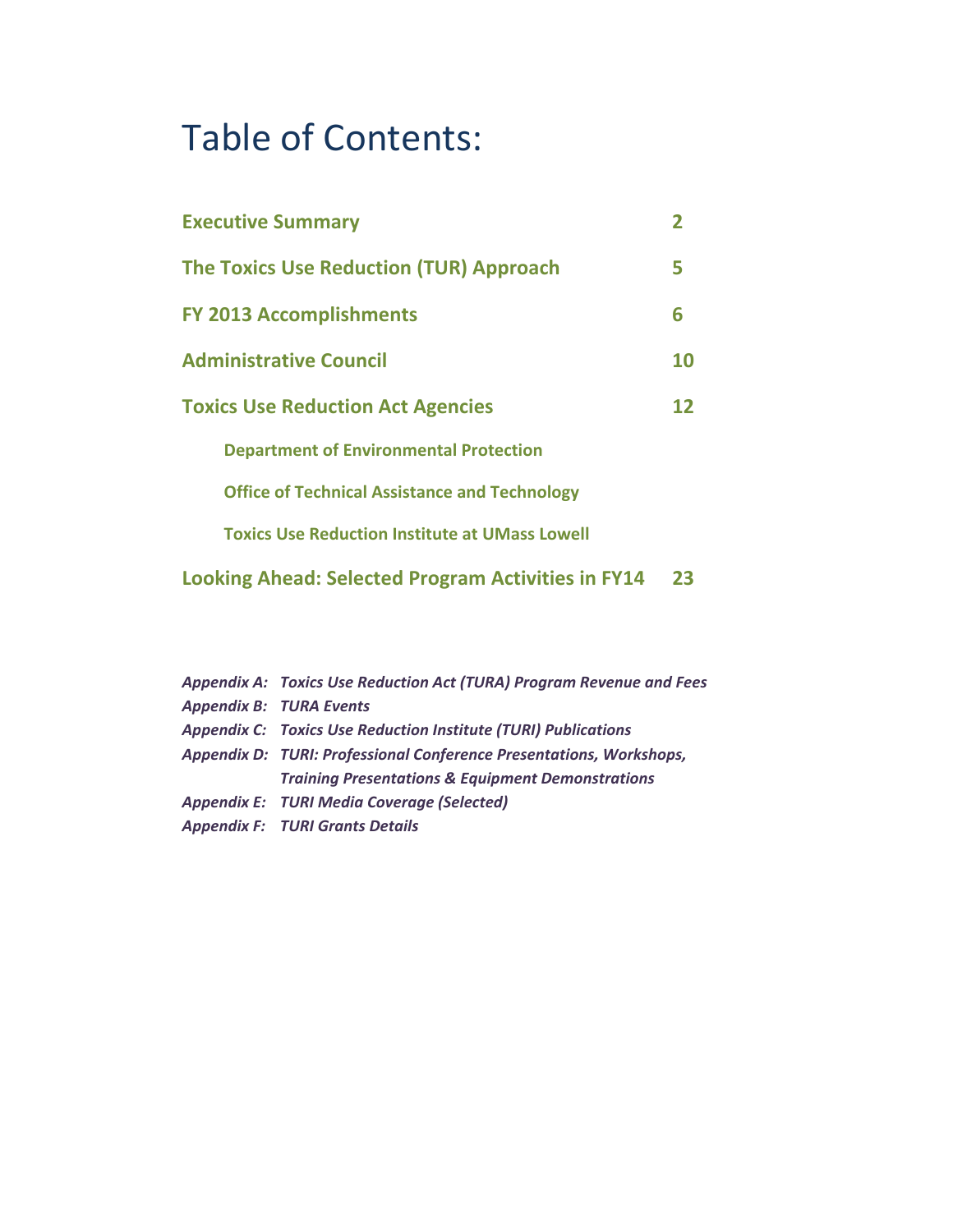# Table of Contents:

| | |
|---|---|
| **Executive Summary** | **2** |
| **The Toxics Use Reduction (TUR) Approach** | **5** |
| **FY 2013 Accomplishments** | **6** |
| **Administrative Council** | **10** |
| **Toxics Use Reduction Act Agencies** | **12** |
| **Department of Environmental Protection** | |
| **Office of Technical Assistance and Technology** | |
| **Toxics Use Reduction Institute at UMass Lowell** | |
| **Looking Ahead: Selected Program Activities in FY14** | **23** |

*Appendix A: Toxics Use Reduction Act (TURA) Program Revenue and Fees*
*Appendix B: TURA Events*
*Appendix C: Toxics Use Reduction Institute (TURI) Publications*
*Appendix D: TURI: Professional Conference Presentations, Workshops, Training Presentations & Equipment Demonstrations*
*Appendix E: TURI Media Coverage (Selected)*
*Appendix F: TURI Grants Details*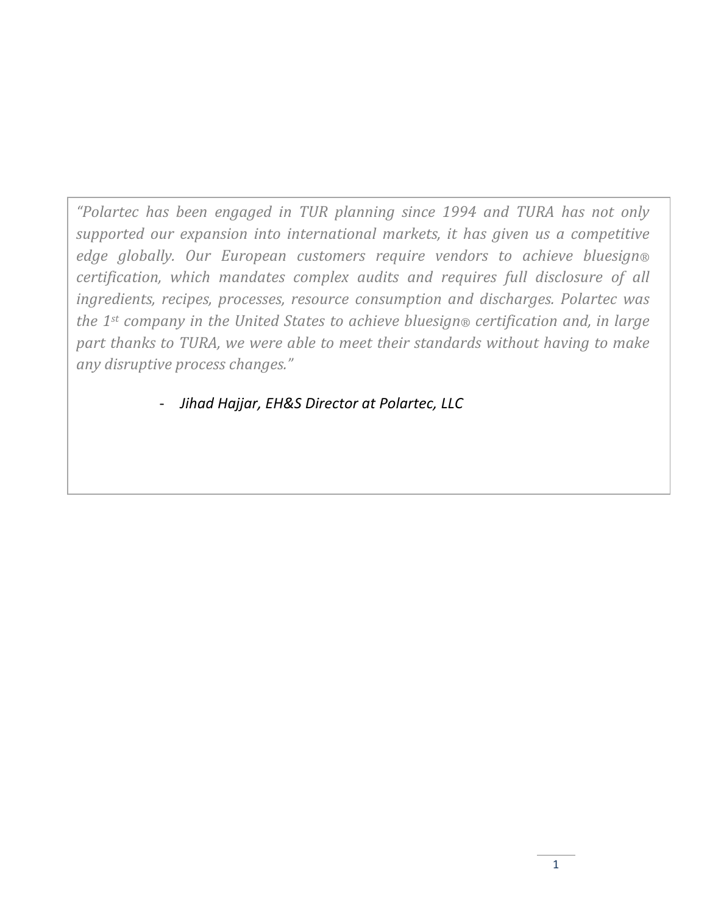*"Polartec has been engaged in TUR planning since 1994 and TURA has not only supported our expansion into international markets, it has given us a competitive edge globally. Our European customers require vendors to achieve bluesign® certification, which mandates complex audits and requires full disclosure of all ingredients, recipes, processes, resource consumption and discharges. Polartec was the 1st company in the United States to achieve bluesign® certification and, in large part thanks to TURA, we were able to meet their standards without having to make any disruptive process changes."*

- *Jihad Hajjar, EH&S Director at Polartec, LLC*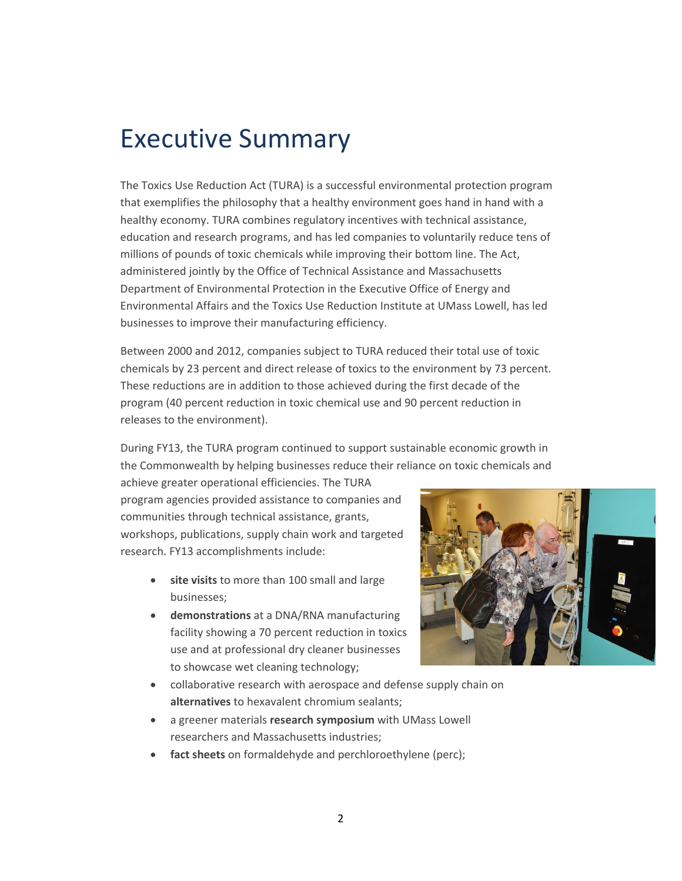# Executive Summary

The Toxics Use Reduction Act (TURA) is a successful environmental protection program that exemplifies the philosophy that a healthy environment goes hand in hand with a healthy economy. TURA combines regulatory incentives with technical assistance, education and research programs, and has led companies to voluntarily reduce tens of millions of pounds of toxic chemicals while improving their bottom line. The Act, administered jointly by the Office of Technical Assistance and Massachusetts Department of Environmental Protection in the Executive Office of Energy and Environmental Affairs and the Toxics Use Reduction Institute at UMass Lowell, has led businesses to improve their manufacturing efficiency.

Between 2000 and 2012, companies subject to TURA reduced their total use of toxic chemicals by 23 percent and direct release of toxics to the environment by 73 percent. These reductions are in addition to those achieved during the first decade of the program (40 percent reduction in toxic chemical use and 90 percent reduction in releases to the environment).

During FY13, the TURA program continued to support sustainable economic growth in the Commonwealth by helping businesses reduce their reliance on toxic chemicals and achieve greater operational efficiencies. The TURA program agencies provided assistance to companies and communities through technical assistance, grants, workshops, publications, supply chain work and targeted research. FY13 accomplishments include:

- **site visits** to more than 100 small and large businesses;
- **demonstrations** at a DNA/RNA manufacturing facility showing a 70 percent reduction in toxics use and at professional dry cleaner businesses to showcase wet cleaning technology;
- collaborative research with aerospace and defense supply chain on **alternatives** to hexavalent chromium sealants;
- a greener materials **research symposium** with UMass Lowell researchers and Massachusetts industries;
- **fact sheets** on formaldehyde and perchloroethylene (perc);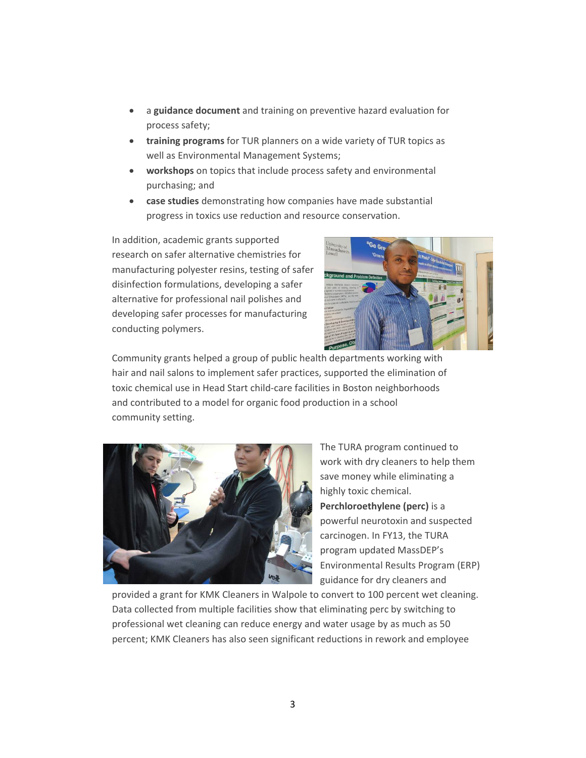- a **guidance document** and training on preventive hazard evaluation for process safety;
- **training programs** for TUR planners on a wide variety of TUR topics as well as Environmental Management Systems;
- **workshops** on topics that include process safety and environmental purchasing; and
- **case studies** demonstrating how companies have made substantial progress in toxics use reduction and resource conservation.

In addition, academic grants supported research on safer alternative chemistries for manufacturing polyester resins, testing of safer disinfection formulations, developing a safer alternative for professional nail polishes and developing safer processes for manufacturing conducting polymers.

Community grants helped a group of public health departments working with hair and nail salons to implement safer practices, supported the elimination of toxic chemical use in Head Start child-care facilities in Boston neighborhoods and contributed to a model for organic food production in a school community setting.

The TURA program continued to work with dry cleaners to help them save money while eliminating a highly toxic chemical. **Perchloroethylene (perc)** is a powerful neurotoxin and suspected carcinogen. In FY13, the TURA program updated MassDEP's Environmental Results Program (ERP) guidance for dry cleaners and provided a grant for KMK Cleaners in Walpole to convert to 100 percent wet cleaning. Data collected from multiple facilities show that eliminating perc by switching to professional wet cleaning can reduce energy and water usage by as much as 50 percent; KMK Cleaners has also seen significant reductions in rework and employee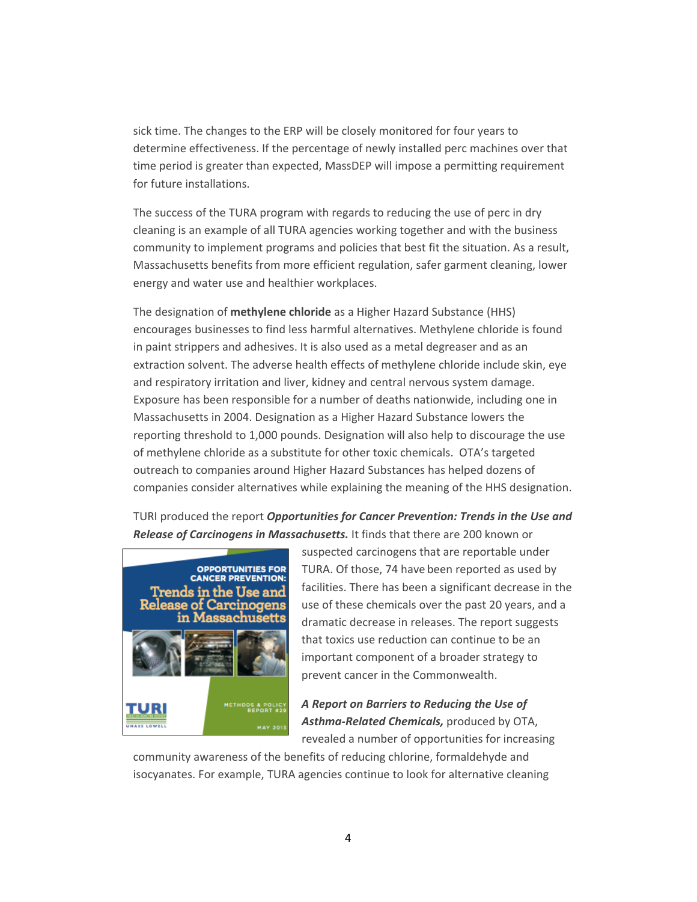sick time. The changes to the ERP will be closely monitored for four years to determine effectiveness. If the percentage of newly installed perc machines over that time period is greater than expected, MassDEP will impose a permitting requirement for future installations.

The success of the TURA program with regards to reducing the use of perc in dry cleaning is an example of all TURA agencies working together and with the business community to implement programs and policies that best fit the situation. As a result, Massachusetts benefits from more efficient regulation, safer garment cleaning, lower energy and water use and healthier workplaces.

The designation of **methylene chloride** as a Higher Hazard Substance (HHS) encourages businesses to find less harmful alternatives. Methylene chloride is found in paint strippers and adhesives. It is also used as a metal degreaser and as an extraction solvent. The adverse health effects of methylene chloride include skin, eye and respiratory irritation and liver, kidney and central nervous system damage. Exposure has been responsible for a number of deaths nationwide, including one in Massachusetts in 2004. Designation as a Higher Hazard Substance lowers the reporting threshold to 1,000 pounds. Designation will also help to discourage the use of methylene chloride as a substitute for other toxic chemicals. OTA's targeted outreach to companies around Higher Hazard Substances has helped dozens of companies consider alternatives while explaining the meaning of the HHS designation.

TURI produced the report ***Opportunities for Cancer Prevention: Trends in the Use and Release of Carcinogens in Massachusetts.*** It finds that there are 200 known or suspected carcinogens that are reportable under TURA. Of those, 74 have been reported as used by facilities. There has been a significant decrease in the use of these chemicals over the past 20 years, and a dramatic decrease in releases. The report suggests that toxics use reduction can continue to be an important component of a broader strategy to prevent cancer in the Commonwealth.

***A Report on Barriers to Reducing the Use of Asthma-Related Chemicals,*** produced by OTA, revealed a number of opportunities for increasing community awareness of the benefits of reducing chlorine, formaldehyde and isocyanates. For example, TURA agencies continue to look for alternative cleaning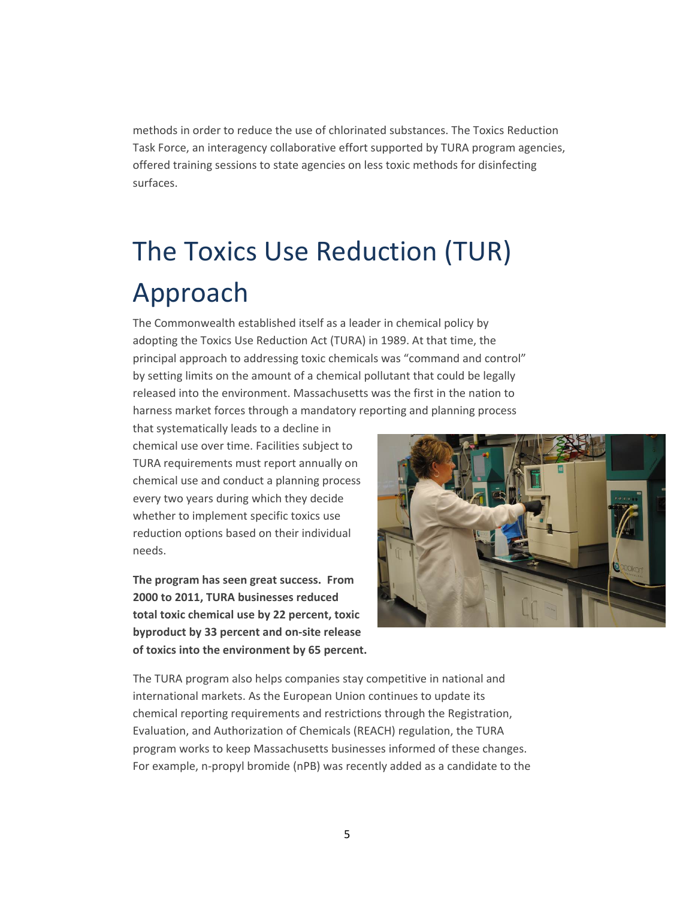methods in order to reduce the use of chlorinated substances. The Toxics Reduction Task Force, an interagency collaborative effort supported by TURA program agencies, offered training sessions to state agencies on less toxic methods for disinfecting surfaces.

# The Toxics Use Reduction (TUR) Approach

The Commonwealth established itself as a leader in chemical policy by adopting the Toxics Use Reduction Act (TURA) in 1989. At that time, the principal approach to addressing toxic chemicals was "command and control" by setting limits on the amount of a chemical pollutant that could be legally released into the environment. Massachusetts was the first in the nation to harness market forces through a mandatory reporting and planning process that systematically leads to a decline in chemical use over time. Facilities subject to TURA requirements must report annually on chemical use and conduct a planning process every two years during which they decide whether to implement specific toxics use reduction options based on their individual needs.

**The program has seen great success. From 2000 to 2011, TURA businesses reduced total toxic chemical use by 22 percent, toxic byproduct by 33 percent and on-site release of toxics into the environment by 65 percent.**

The TURA program also helps companies stay competitive in national and international markets. As the European Union continues to update its chemical reporting requirements and restrictions through the Registration, Evaluation, and Authorization of Chemicals (REACH) regulation, the TURA program works to keep Massachusetts businesses informed of these changes. For example, n-propyl bromide (nPB) was recently added as a candidate to the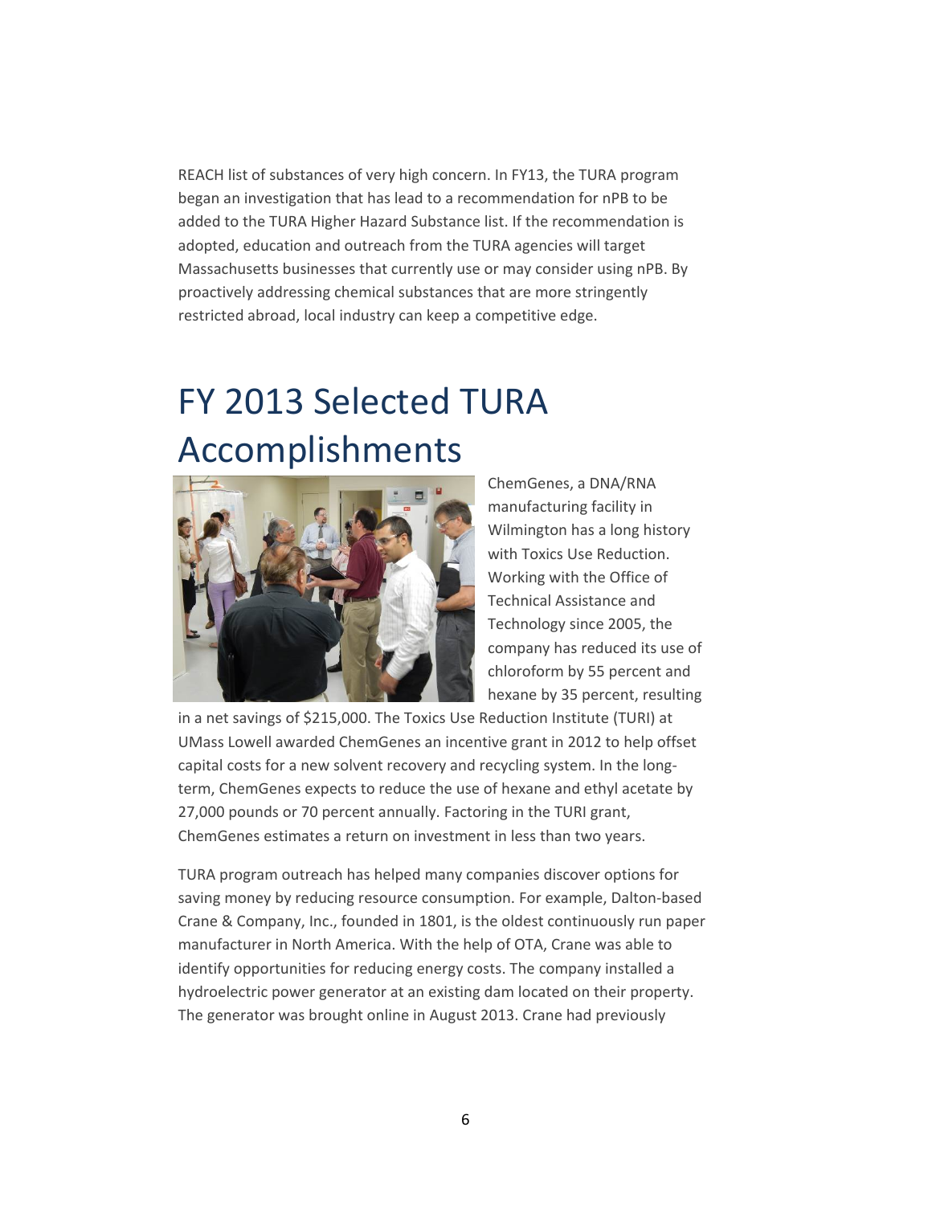REACH list of substances of very high concern. In FY13, the TURA program began an investigation that has lead to a recommendation for nPB to be added to the TURA Higher Hazard Substance list. If the recommendation is adopted, education and outreach from the TURA agencies will target Massachusetts businesses that currently use or may consider using nPB. By proactively addressing chemical substances that are more stringently restricted abroad, local industry can keep a competitive edge.

# FY 2013 Selected TURA Accomplishments

ChemGenes, a DNA/RNA manufacturing facility in Wilmington has a long history with Toxics Use Reduction. Working with the Office of Technical Assistance and Technology since 2005, the company has reduced its use of chloroform by 55 percent and hexane by 35 percent, resulting in a net savings of $215,000. The Toxics Use Reduction Institute (TURI) at UMass Lowell awarded ChemGenes an incentive grant in 2012 to help offset capital costs for a new solvent recovery and recycling system. In the long-term, ChemGenes expects to reduce the use of hexane and ethyl acetate by 27,000 pounds or 70 percent annually. Factoring in the TURI grant, ChemGenes estimates a return on investment in less than two years.

TURA program outreach has helped many companies discover options for saving money by reducing resource consumption. For example, Dalton-based Crane & Company, Inc., founded in 1801, is the oldest continuously run paper manufacturer in North America. With the help of OTA, Crane was able to identify opportunities for reducing energy costs. The company installed a hydroelectric power generator at an existing dam located on their property. The generator was brought online in August 2013. Crane had previously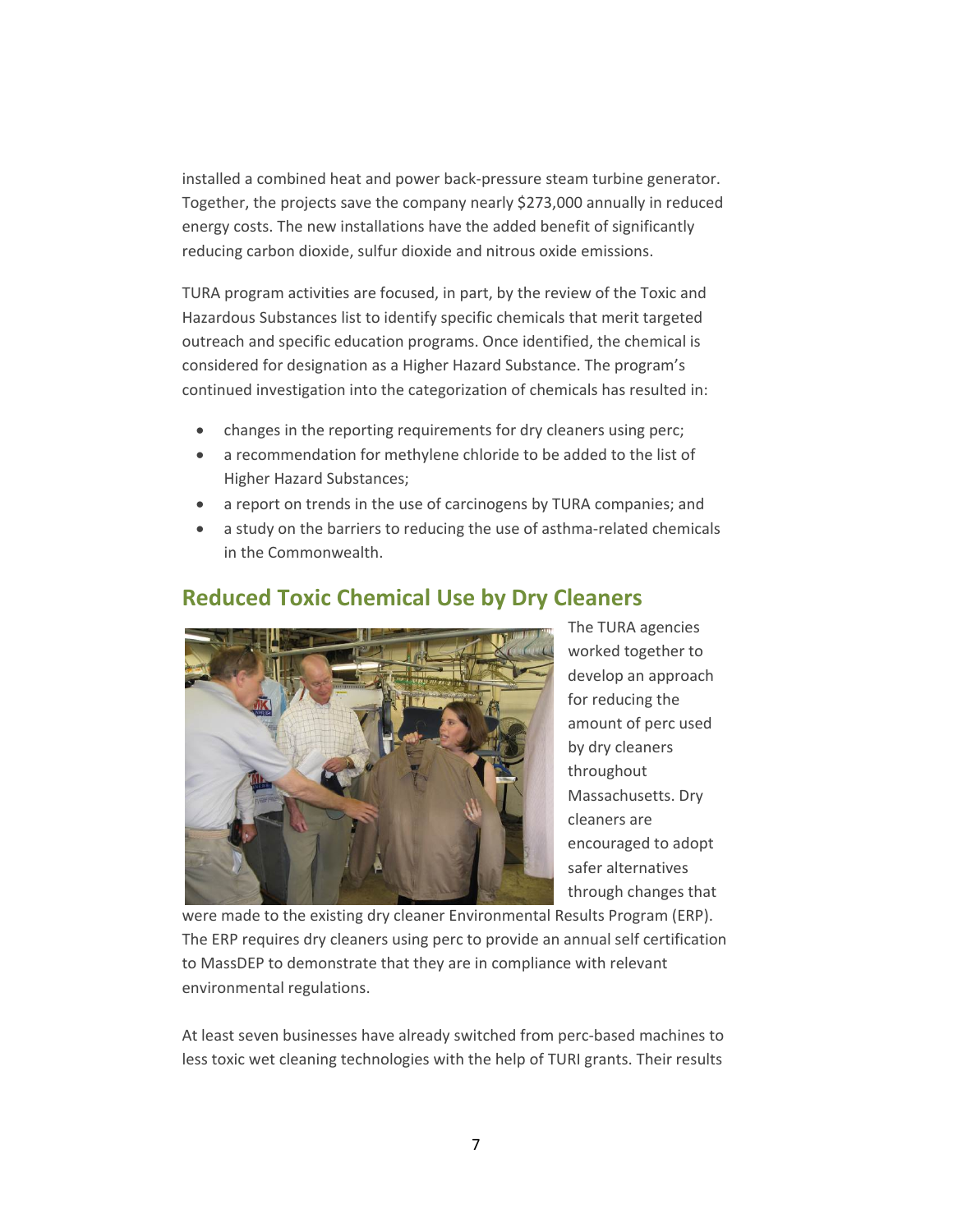installed a combined heat and power back-pressure steam turbine generator. Together, the projects save the company nearly $273,000 annually in reduced energy costs. The new installations have the added benefit of significantly reducing carbon dioxide, sulfur dioxide and nitrous oxide emissions.

TURA program activities are focused, in part, by the review of the Toxic and Hazardous Substances list to identify specific chemicals that merit targeted outreach and specific education programs. Once identified, the chemical is considered for designation as a Higher Hazard Substance. The program's continued investigation into the categorization of chemicals has resulted in:

- changes in the reporting requirements for dry cleaners using perc;
- a recommendation for methylene chloride to be added to the list of Higher Hazard Substances;
- a report on trends in the use of carcinogens by TURA companies; and
- a study on the barriers to reducing the use of asthma-related chemicals in the Commonwealth.

## Reduced Toxic Chemical Use by Dry Cleaners

The TURA agencies worked together to develop an approach for reducing the amount of perc used by dry cleaners throughout Massachusetts. Dry cleaners are encouraged to adopt safer alternatives through changes that were made to the existing dry cleaner Environmental Results Program (ERP). The ERP requires dry cleaners using perc to provide an annual self certification to MassDEP to demonstrate that they are in compliance with relevant environmental regulations.

At least seven businesses have already switched from perc-based machines to less toxic wet cleaning technologies with the help of TURI grants. Their results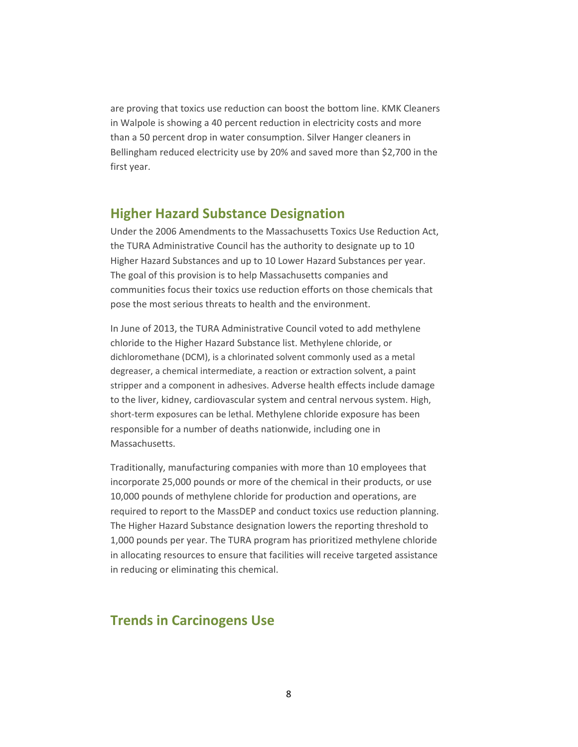are proving that toxics use reduction can boost the bottom line. KMK Cleaners in Walpole is showing a 40 percent reduction in electricity costs and more than a 50 percent drop in water consumption. Silver Hanger cleaners in Bellingham reduced electricity use by 20% and saved more than $2,700 in the first year.

## Higher Hazard Substance Designation

Under the 2006 Amendments to the Massachusetts Toxics Use Reduction Act, the TURA Administrative Council has the authority to designate up to 10 Higher Hazard Substances and up to 10 Lower Hazard Substances per year. The goal of this provision is to help Massachusetts companies and communities focus their toxics use reduction efforts on those chemicals that pose the most serious threats to health and the environment.

In June of 2013, the TURA Administrative Council voted to add methylene chloride to the Higher Hazard Substance list. Methylene chloride, or dichloromethane (DCM), is a chlorinated solvent commonly used as a metal degreaser, a chemical intermediate, a reaction or extraction solvent, a paint stripper and a component in adhesives. Adverse health effects include damage to the liver, kidney, cardiovascular system and central nervous system. High, short-term exposures can be lethal. Methylene chloride exposure has been responsible for a number of deaths nationwide, including one in Massachusetts.

Traditionally, manufacturing companies with more than 10 employees that incorporate 25,000 pounds or more of the chemical in their products, or use 10,000 pounds of methylene chloride for production and operations, are required to report to the MassDEP and conduct toxics use reduction planning. The Higher Hazard Substance designation lowers the reporting threshold to 1,000 pounds per year. The TURA program has prioritized methylene chloride in allocating resources to ensure that facilities will receive targeted assistance in reducing or eliminating this chemical.

## Trends in Carcinogens Use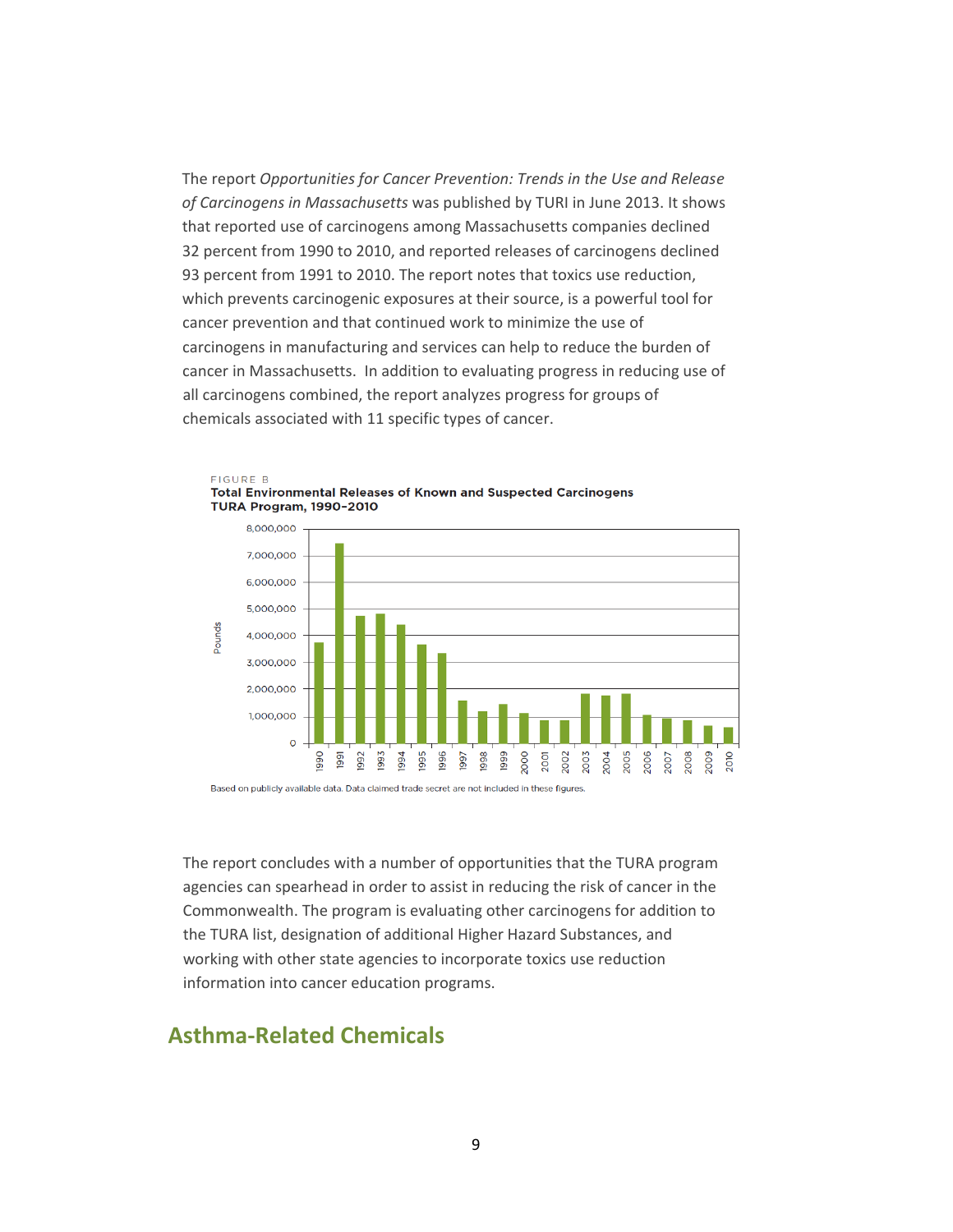The report *Opportunities for Cancer Prevention: Trends in the Use and Release of Carcinogens in Massachusetts* was published by TURI in June 2013. It shows that reported use of carcinogens among Massachusetts companies declined 32 percent from 1990 to 2010, and reported releases of carcinogens declined 93 percent from 1991 to 2010. The report notes that toxics use reduction, which prevents carcinogenic exposures at their source, is a powerful tool for cancer prevention and that continued work to minimize the use of carcinogens in manufacturing and services can help to reduce the burden of cancer in Massachusetts. In addition to evaluating progress in reducing use of all carcinogens combined, the report analyzes progress for groups of chemicals associated with 11 specific types of cancer.

FIGURE B
**Total Environmental Releases of Known and Suspected Carcinogens TURA Program, 1990–2010**

Based on publicly available data. Data claimed trade secret are not included in these figures.

The report concludes with a number of opportunities that the TURA program agencies can spearhead in order to assist in reducing the risk of cancer in the Commonwealth. The program is evaluating other carcinogens for addition to the TURA list, designation of additional Higher Hazard Substances, and working with other state agencies to incorporate toxics use reduction information into cancer education programs.

## Asthma-Related Chemicals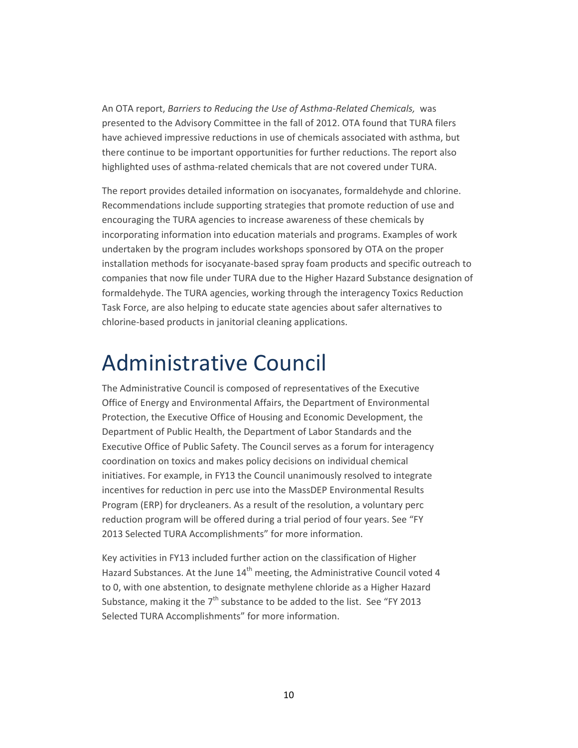An OTA report, *Barriers to Reducing the Use of Asthma-Related Chemicals,* was presented to the Advisory Committee in the fall of 2012. OTA found that TURA filers have achieved impressive reductions in use of chemicals associated with asthma, but there continue to be important opportunities for further reductions. The report also highlighted uses of asthma-related chemicals that are not covered under TURA.

The report provides detailed information on isocyanates, formaldehyde and chlorine. Recommendations include supporting strategies that promote reduction of use and encouraging the TURA agencies to increase awareness of these chemicals by incorporating information into education materials and programs. Examples of work undertaken by the program includes workshops sponsored by OTA on the proper installation methods for isocyanate-based spray foam products and specific outreach to companies that now file under TURA due to the Higher Hazard Substance designation of formaldehyde. The TURA agencies, working through the interagency Toxics Reduction Task Force, are also helping to educate state agencies about safer alternatives to chlorine-based products in janitorial cleaning applications.

# Administrative Council

The Administrative Council is composed of representatives of the Executive Office of Energy and Environmental Affairs, the Department of Environmental Protection, the Executive Office of Housing and Economic Development, the Department of Public Health, the Department of Labor Standards and the Executive Office of Public Safety. The Council serves as a forum for interagency coordination on toxics and makes policy decisions on individual chemical initiatives. For example, in FY13 the Council unanimously resolved to integrate incentives for reduction in perc use into the MassDEP Environmental Results Program (ERP) for drycleaners. As a result of the resolution, a voluntary perc reduction program will be offered during a trial period of four years. See "FY 2013 Selected TURA Accomplishments" for more information.

Key activities in FY13 included further action on the classification of Higher Hazard Substances. At the June 14th meeting, the Administrative Council voted 4 to 0, with one abstention, to designate methylene chloride as a Higher Hazard Substance, making it the 7th substance to be added to the list. See "FY 2013 Selected TURA Accomplishments" for more information.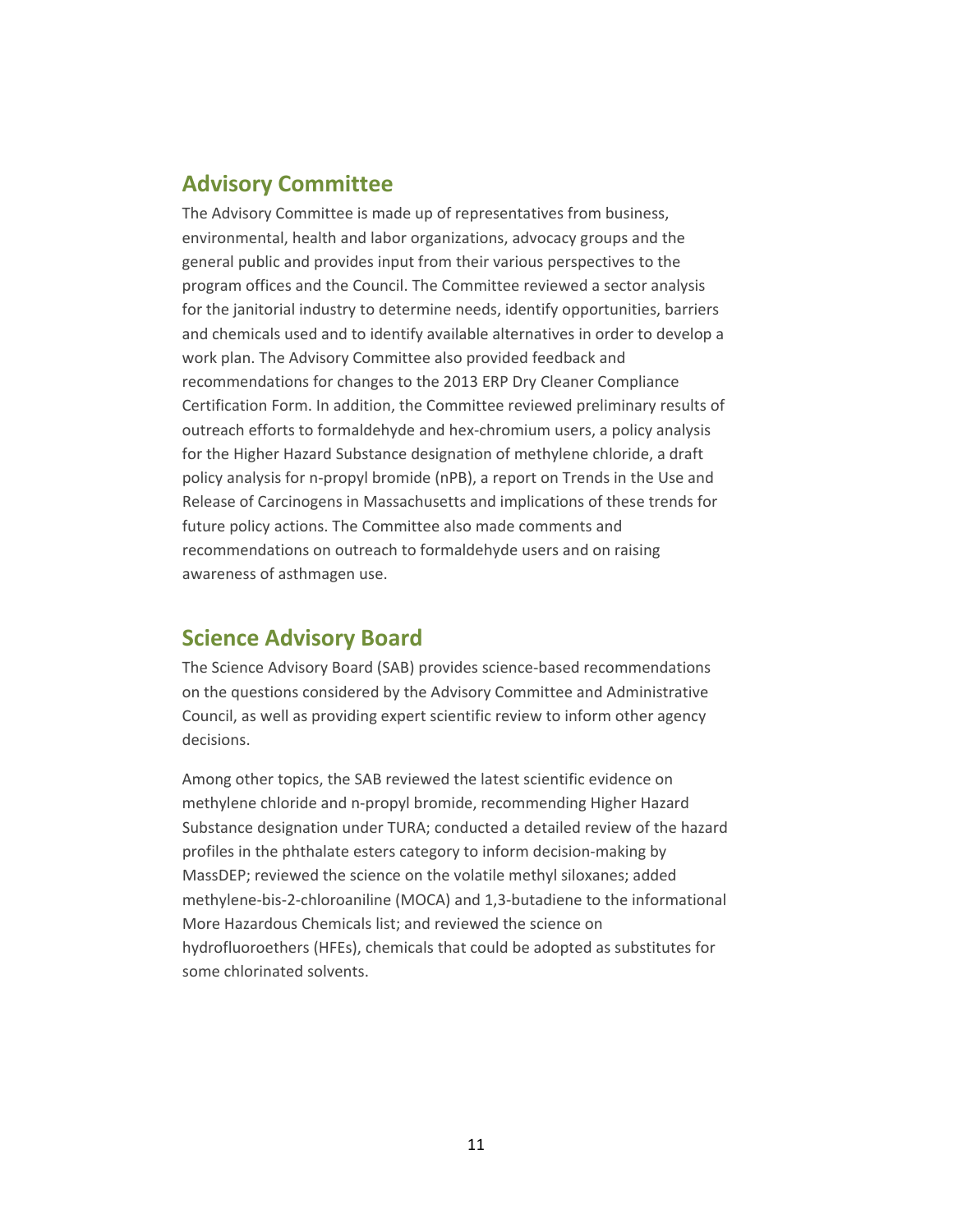## Advisory Committee

The Advisory Committee is made up of representatives from business, environmental, health and labor organizations, advocacy groups and the general public and provides input from their various perspectives to the program offices and the Council. The Committee reviewed a sector analysis for the janitorial industry to determine needs, identify opportunities, barriers and chemicals used and to identify available alternatives in order to develop a work plan. The Advisory Committee also provided feedback and recommendations for changes to the 2013 ERP Dry Cleaner Compliance Certification Form. In addition, the Committee reviewed preliminary results of outreach efforts to formaldehyde and hex-chromium users, a policy analysis for the Higher Hazard Substance designation of methylene chloride, a draft policy analysis for n-propyl bromide (nPB), a report on Trends in the Use and Release of Carcinogens in Massachusetts and implications of these trends for future policy actions. The Committee also made comments and recommendations on outreach to formaldehyde users and on raising awareness of asthmagen use.

## Science Advisory Board

The Science Advisory Board (SAB) provides science-based recommendations on the questions considered by the Advisory Committee and Administrative Council, as well as providing expert scientific review to inform other agency decisions.

Among other topics, the SAB reviewed the latest scientific evidence on methylene chloride and n-propyl bromide, recommending Higher Hazard Substance designation under TURA; conducted a detailed review of the hazard profiles in the phthalate esters category to inform decision-making by MassDEP; reviewed the science on the volatile methyl siloxanes; added methylene-bis-2-chloroaniline (MOCA) and 1,3-butadiene to the informational More Hazardous Chemicals list; and reviewed the science on hydrofluoroethers (HFEs), chemicals that could be adopted as substitutes for some chlorinated solvents.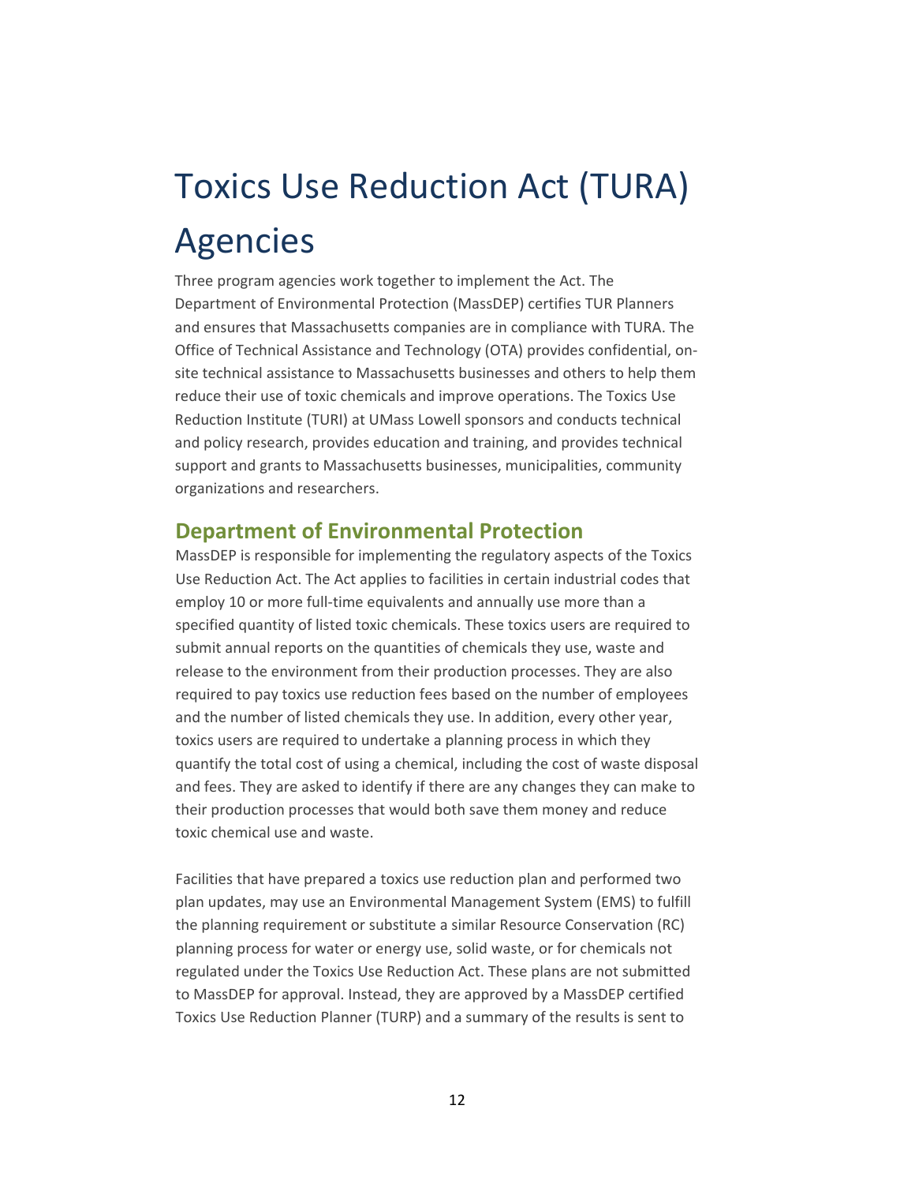# Toxics Use Reduction Act (TURA) Agencies

Three program agencies work together to implement the Act. The Department of Environmental Protection (MassDEP) certifies TUR Planners and ensures that Massachusetts companies are in compliance with TURA. The Office of Technical Assistance and Technology (OTA) provides confidential, on-site technical assistance to Massachusetts businesses and others to help them reduce their use of toxic chemicals and improve operations. The Toxics Use Reduction Institute (TURI) at UMass Lowell sponsors and conducts technical and policy research, provides education and training, and provides technical support and grants to Massachusetts businesses, municipalities, community organizations and researchers.

## Department of Environmental Protection

MassDEP is responsible for implementing the regulatory aspects of the Toxics Use Reduction Act. The Act applies to facilities in certain industrial codes that employ 10 or more full-time equivalents and annually use more than a specified quantity of listed toxic chemicals. These toxics users are required to submit annual reports on the quantities of chemicals they use, waste and release to the environment from their production processes. They are also required to pay toxics use reduction fees based on the number of employees and the number of listed chemicals they use. In addition, every other year, toxics users are required to undertake a planning process in which they quantify the total cost of using a chemical, including the cost of waste disposal and fees. They are asked to identify if there are any changes they can make to their production processes that would both save them money and reduce toxic chemical use and waste.

Facilities that have prepared a toxics use reduction plan and performed two plan updates, may use an Environmental Management System (EMS) to fulfill the planning requirement or substitute a similar Resource Conservation (RC) planning process for water or energy use, solid waste, or for chemicals not regulated under the Toxics Use Reduction Act. These plans are not submitted to MassDEP for approval. Instead, they are approved by a MassDEP certified Toxics Use Reduction Planner (TURP) and a summary of the results is sent to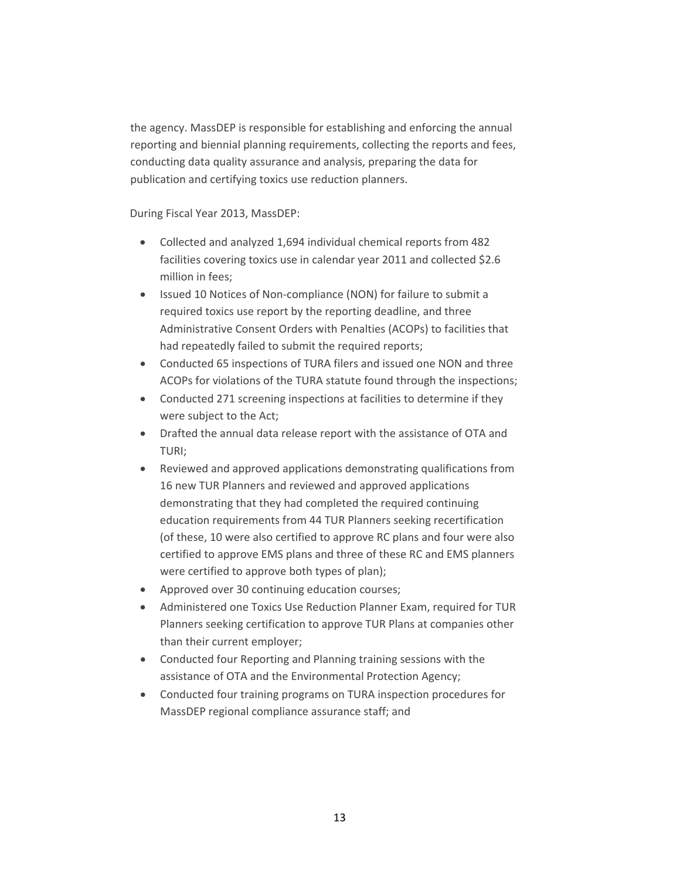the agency. MassDEP is responsible for establishing and enforcing the annual reporting and biennial planning requirements, collecting the reports and fees, conducting data quality assurance and analysis, preparing the data for publication and certifying toxics use reduction planners.

During Fiscal Year 2013, MassDEP:

- Collected and analyzed 1,694 individual chemical reports from 482 facilities covering toxics use in calendar year 2011 and collected $2.6 million in fees;
- Issued 10 Notices of Non-compliance (NON) for failure to submit a required toxics use report by the reporting deadline, and three Administrative Consent Orders with Penalties (ACOPs) to facilities that had repeatedly failed to submit the required reports;
- Conducted 65 inspections of TURA filers and issued one NON and three ACOPs for violations of the TURA statute found through the inspections;
- Conducted 271 screening inspections at facilities to determine if they were subject to the Act;
- Drafted the annual data release report with the assistance of OTA and TURI;
- Reviewed and approved applications demonstrating qualifications from 16 new TUR Planners and reviewed and approved applications demonstrating that they had completed the required continuing education requirements from 44 TUR Planners seeking recertification (of these, 10 were also certified to approve RC plans and four were also certified to approve EMS plans and three of these RC and EMS planners were certified to approve both types of plan);
- Approved over 30 continuing education courses;
- Administered one Toxics Use Reduction Planner Exam, required for TUR Planners seeking certification to approve TUR Plans at companies other than their current employer;
- Conducted four Reporting and Planning training sessions with the assistance of OTA and the Environmental Protection Agency;
- Conducted four training programs on TURA inspection procedures for MassDEP regional compliance assurance staff; and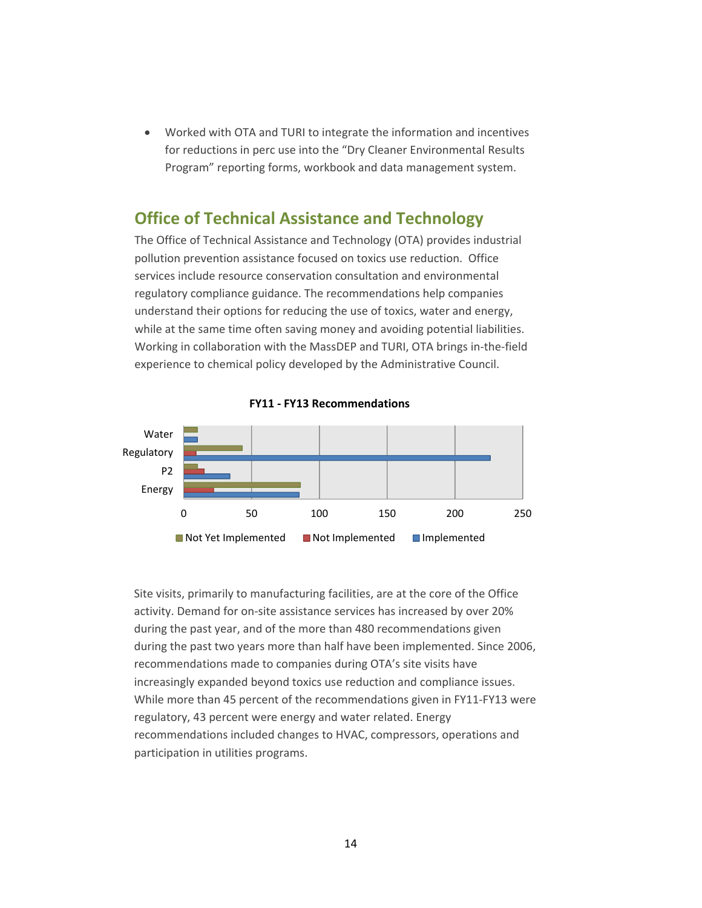- Worked with OTA and TURI to integrate the information and incentives for reductions in perc use into the "Dry Cleaner Environmental Results Program" reporting forms, workbook and data management system.

## Office of Technical Assistance and Technology

The Office of Technical Assistance and Technology (OTA) provides industrial pollution prevention assistance focused on toxics use reduction. Office services include resource conservation consultation and environmental regulatory compliance guidance. The recommendations help companies understand their options for reducing the use of toxics, water and energy, while at the same time often saving money and avoiding potential liabilities. Working in collaboration with the MassDEP and TURI, OTA brings in-the-field experience to chemical policy developed by the Administrative Council.

**FY11 - FY13 Recommendations**

Site visits, primarily to manufacturing facilities, are at the core of the Office activity. Demand for on-site assistance services has increased by over 20% during the past year, and of the more than 480 recommendations given during the past two years more than half have been implemented. Since 2006, recommendations made to companies during OTA's site visits have increasingly expanded beyond toxics use reduction and compliance issues. While more than 45 percent of the recommendations given in FY11-FY13 were regulatory, 43 percent were energy and water related. Energy recommendations included changes to HVAC, compressors, operations and participation in utilities programs.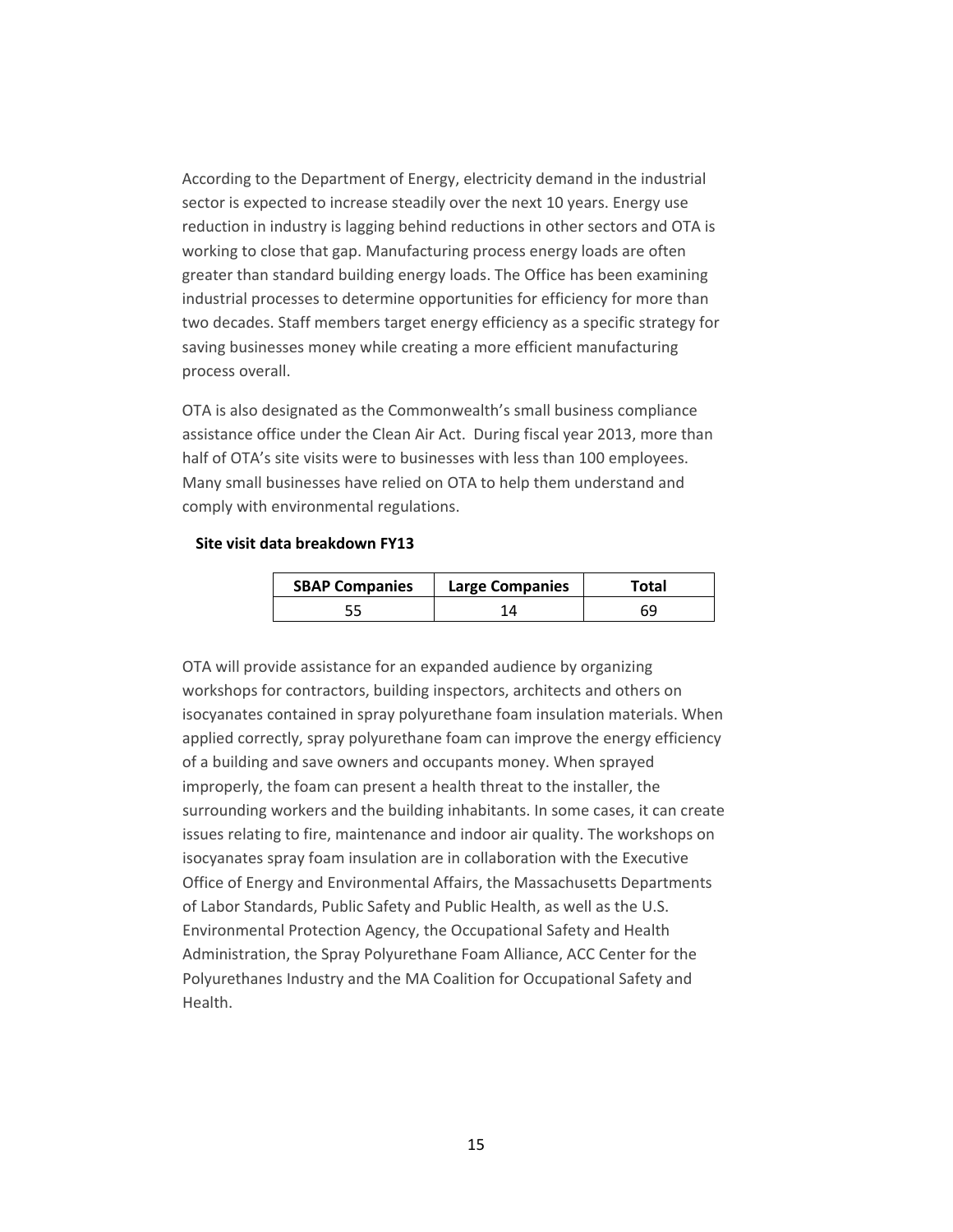According to the Department of Energy, electricity demand in the industrial sector is expected to increase steadily over the next 10 years. Energy use reduction in industry is lagging behind reductions in other sectors and OTA is working to close that gap. Manufacturing process energy loads are often greater than standard building energy loads. The Office has been examining industrial processes to determine opportunities for efficiency for more than two decades. Staff members target energy efficiency as a specific strategy for saving businesses money while creating a more efficient manufacturing process overall.

OTA is also designated as the Commonwealth's small business compliance assistance office under the Clean Air Act. During fiscal year 2013, more than half of OTA's site visits were to businesses with less than 100 employees. Many small businesses have relied on OTA to help them understand and comply with environmental regulations.

**Site visit data breakdown FY13**

| SBAP Companies | Large Companies | Total |
|---|---|---|
| 55 | 14 | 69 |

OTA will provide assistance for an expanded audience by organizing workshops for contractors, building inspectors, architects and others on isocyanates contained in spray polyurethane foam insulation materials. When applied correctly, spray polyurethane foam can improve the energy efficiency of a building and save owners and occupants money. When sprayed improperly, the foam can present a health threat to the installer, the surrounding workers and the building inhabitants. In some cases, it can create issues relating to fire, maintenance and indoor air quality. The workshops on isocyanates spray foam insulation are in collaboration with the Executive Office of Energy and Environmental Affairs, the Massachusetts Departments of Labor Standards, Public Safety and Public Health, as well as the U.S. Environmental Protection Agency, the Occupational Safety and Health Administration, the Spray Polyurethane Foam Alliance, ACC Center for the Polyurethanes Industry and the MA Coalition for Occupational Safety and Health.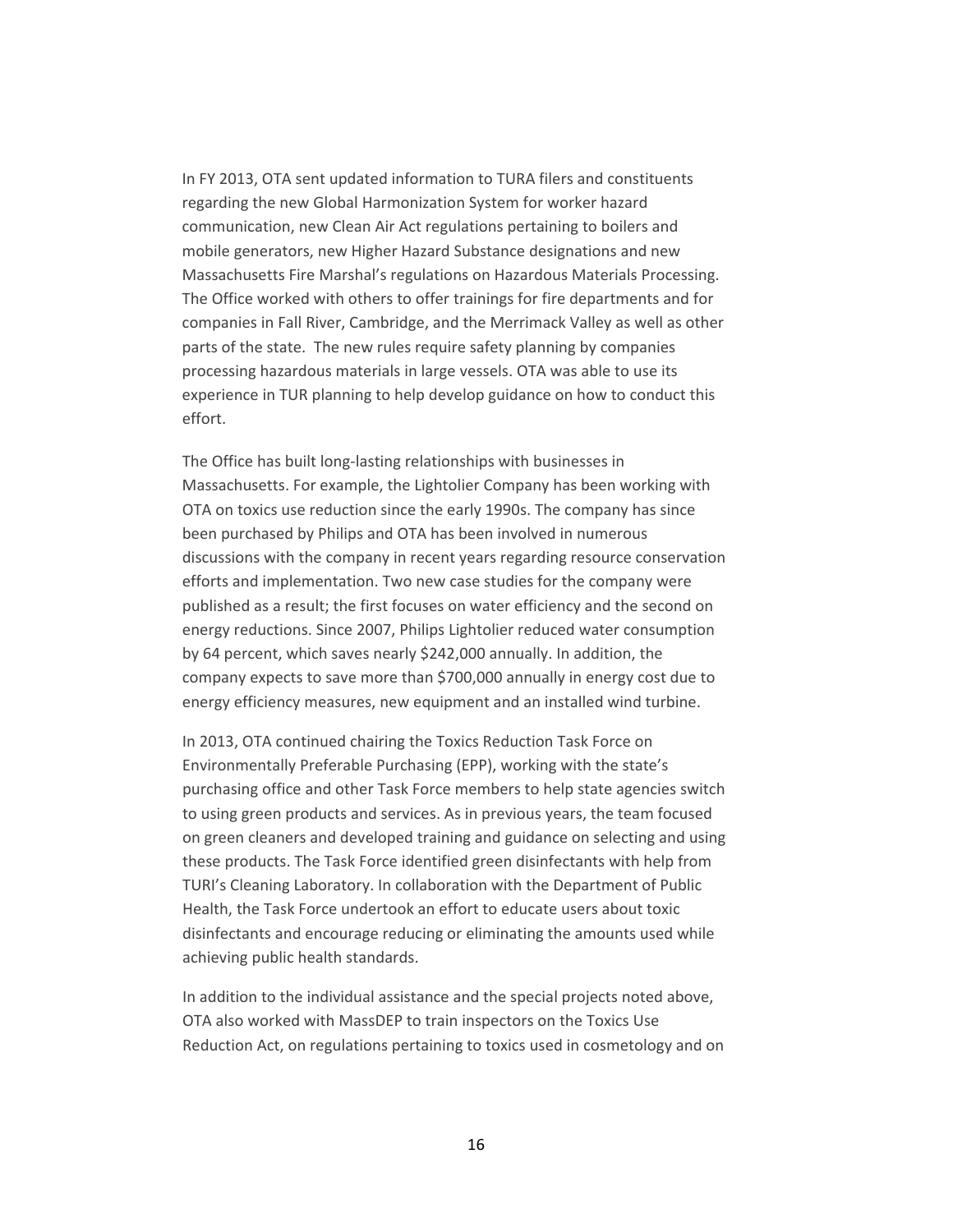In FY 2013, OTA sent updated information to TURA filers and constituents regarding the new Global Harmonization System for worker hazard communication, new Clean Air Act regulations pertaining to boilers and mobile generators, new Higher Hazard Substance designations and new Massachusetts Fire Marshal's regulations on Hazardous Materials Processing. The Office worked with others to offer trainings for fire departments and for companies in Fall River, Cambridge, and the Merrimack Valley as well as other parts of the state. The new rules require safety planning by companies processing hazardous materials in large vessels. OTA was able to use its experience in TUR planning to help develop guidance on how to conduct this effort.

The Office has built long-lasting relationships with businesses in Massachusetts. For example, the Lightolier Company has been working with OTA on toxics use reduction since the early 1990s. The company has since been purchased by Philips and OTA has been involved in numerous discussions with the company in recent years regarding resource conservation efforts and implementation. Two new case studies for the company were published as a result; the first focuses on water efficiency and the second on energy reductions. Since 2007, Philips Lightolier reduced water consumption by 64 percent, which saves nearly $242,000 annually. In addition, the company expects to save more than $700,000 annually in energy cost due to energy efficiency measures, new equipment and an installed wind turbine.

In 2013, OTA continued chairing the Toxics Reduction Task Force on Environmentally Preferable Purchasing (EPP), working with the state's purchasing office and other Task Force members to help state agencies switch to using green products and services. As in previous years, the team focused on green cleaners and developed training and guidance on selecting and using these products. The Task Force identified green disinfectants with help from TURI's Cleaning Laboratory. In collaboration with the Department of Public Health, the Task Force undertook an effort to educate users about toxic disinfectants and encourage reducing or eliminating the amounts used while achieving public health standards.

In addition to the individual assistance and the special projects noted above, OTA also worked with MassDEP to train inspectors on the Toxics Use Reduction Act, on regulations pertaining to toxics used in cosmetology and on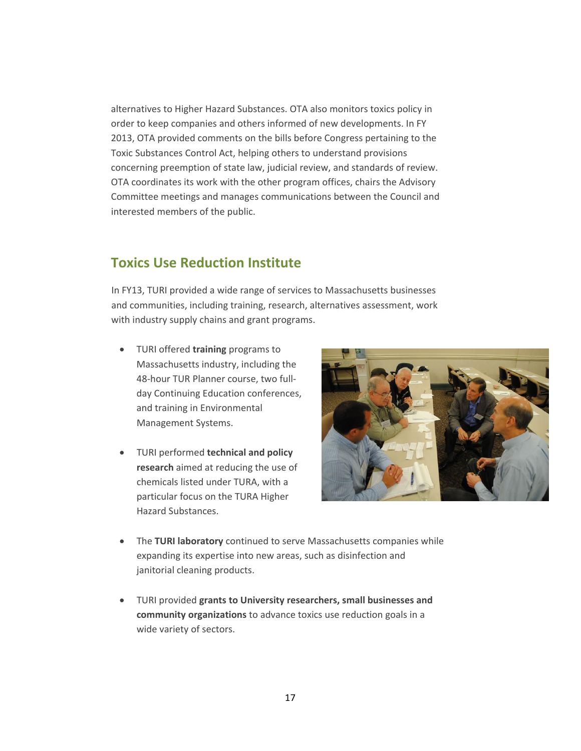alternatives to Higher Hazard Substances. OTA also monitors toxics policy in order to keep companies and others informed of new developments. In FY 2013, OTA provided comments on the bills before Congress pertaining to the Toxic Substances Control Act, helping others to understand provisions concerning preemption of state law, judicial review, and standards of review. OTA coordinates its work with the other program offices, chairs the Advisory Committee meetings and manages communications between the Council and interested members of the public.

## Toxics Use Reduction Institute

In FY13, TURI provided a wide range of services to Massachusetts businesses and communities, including training, research, alternatives assessment, work with industry supply chains and grant programs.

- TURI offered **training** programs to Massachusetts industry, including the 48-hour TUR Planner course, two full-day Continuing Education conferences, and training in Environmental Management Systems.
- TURI performed **technical and policy research** aimed at reducing the use of chemicals listed under TURA, with a particular focus on the TURA Higher Hazard Substances.
- The **TURI laboratory** continued to serve Massachusetts companies while expanding its expertise into new areas, such as disinfection and janitorial cleaning products.
- TURI provided **grants to University researchers, small businesses and community organizations** to advance toxics use reduction goals in a wide variety of sectors.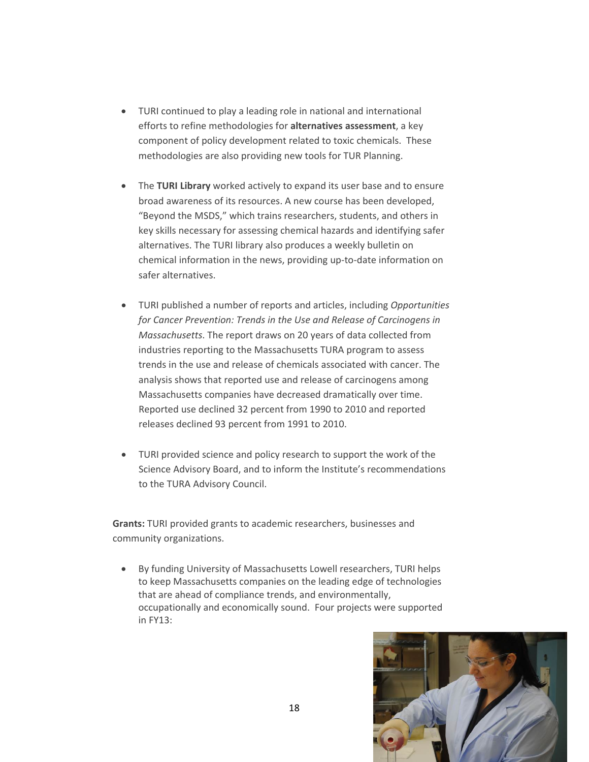- TURI continued to play a leading role in national and international efforts to refine methodologies for **alternatives assessment**, a key component of policy development related to toxic chemicals. These methodologies are also providing new tools for TUR Planning.

- The **TURI Library** worked actively to expand its user base and to ensure broad awareness of its resources. A new course has been developed, "Beyond the MSDS," which trains researchers, students, and others in key skills necessary for assessing chemical hazards and identifying safer alternatives. The TURI library also produces a weekly bulletin on chemical information in the news, providing up-to-date information on safer alternatives.

- TURI published a number of reports and articles, including *Opportunities for Cancer Prevention: Trends in the Use and Release of Carcinogens in Massachusetts*. The report draws on 20 years of data collected from industries reporting to the Massachusetts TURA program to assess trends in the use and release of chemicals associated with cancer. The analysis shows that reported use and release of carcinogens among Massachusetts companies have decreased dramatically over time. Reported use declined 32 percent from 1990 to 2010 and reported releases declined 93 percent from 1991 to 2010.

- TURI provided science and policy research to support the work of the Science Advisory Board, and to inform the Institute's recommendations to the TURA Advisory Council.

**Grants:** TURI provided grants to academic researchers, businesses and community organizations.

- By funding University of Massachusetts Lowell researchers, TURI helps to keep Massachusetts companies on the leading edge of technologies that are ahead of compliance trends, and environmentally, occupationally and economically sound. Four projects were supported in FY13: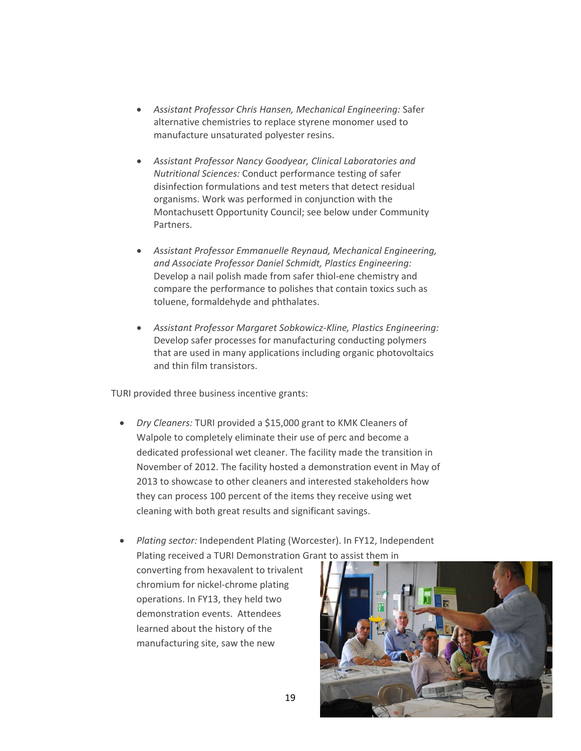- *Assistant Professor Chris Hansen, Mechanical Engineering:* Safer alternative chemistries to replace styrene monomer used to manufacture unsaturated polyester resins.

- *Assistant Professor Nancy Goodyear, Clinical Laboratories and Nutritional Sciences:* Conduct performance testing of safer disinfection formulations and test meters that detect residual organisms. Work was performed in conjunction with the Montachusett Opportunity Council; see below under Community Partners.

- *Assistant Professor Emmanuelle Reynaud, Mechanical Engineering, and Associate Professor Daniel Schmidt, Plastics Engineering:* Develop a nail polish made from safer thiol-ene chemistry and compare the performance to polishes that contain toxics such as toluene, formaldehyde and phthalates.

- *Assistant Professor Margaret Sobkowicz-Kline, Plastics Engineering:* Develop safer processes for manufacturing conducting polymers that are used in many applications including organic photovoltaics and thin film transistors.

TURI provided three business incentive grants:

- *Dry Cleaners:* TURI provided a $15,000 grant to KMK Cleaners of Walpole to completely eliminate their use of perc and become a dedicated professional wet cleaner. The facility made the transition in November of 2012. The facility hosted a demonstration event in May of 2013 to showcase to other cleaners and interested stakeholders how they can process 100 percent of the items they receive using wet cleaning with both great results and significant savings.

- *Plating sector:* Independent Plating (Worcester). In FY12, Independent Plating received a TURI Demonstration Grant to assist them in converting from hexavalent to trivalent chromium for nickel-chrome plating operations. In FY13, they held two demonstration events. Attendees learned about the history of the manufacturing site, saw the new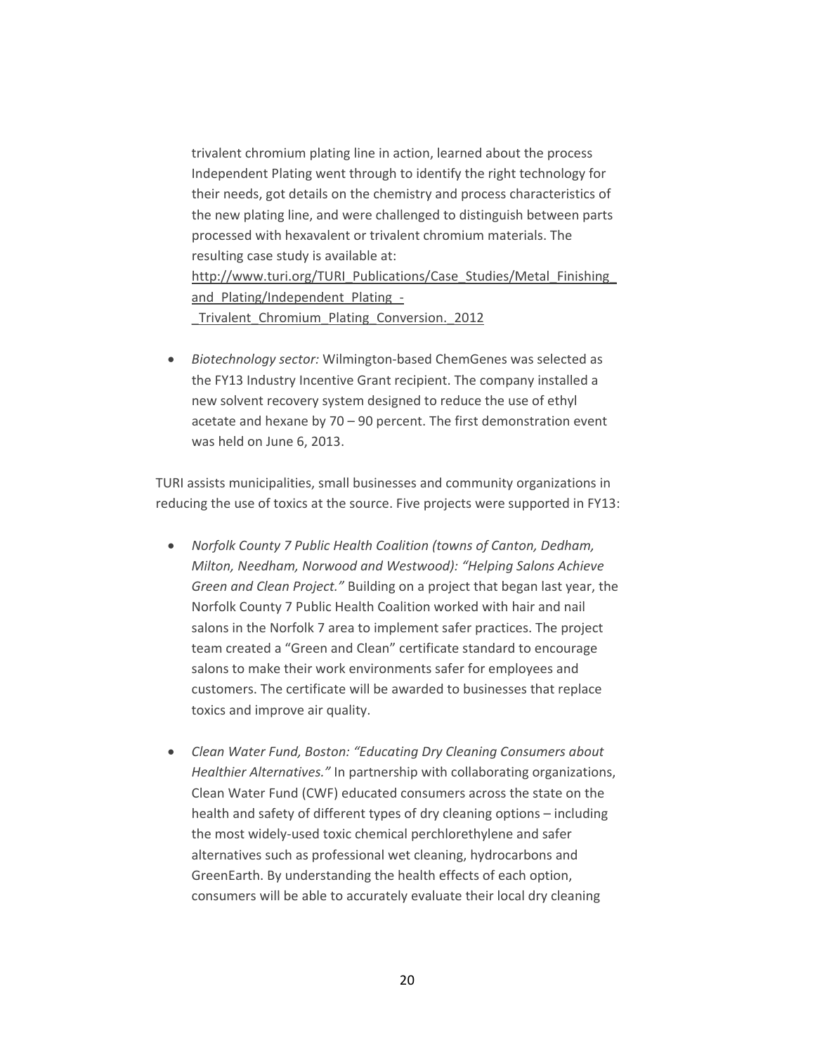trivalent chromium plating line in action, learned about the process Independent Plating went through to identify the right technology for their needs, got details on the chemistry and process characteristics of the new plating line, and were challenged to distinguish between parts processed with hexavalent or trivalent chromium materials. The resulting case study is available at: [http://www.turi.org/TURI_Publications/Case_Studies/Metal_Finishing_and_Plating/Independent_Plating_-_Trivalent_Chromium_Plating_Conversion._2012](http://www.turi.org/TURI_Publications/Case_Studies/Metal_Finishing_and_Plating/Independent_Plating_-_Trivalent_Chromium_Plating_Conversion._2012)

- *Biotechnology sector:* Wilmington-based ChemGenes was selected as the FY13 Industry Incentive Grant recipient. The company installed a new solvent recovery system designed to reduce the use of ethyl acetate and hexane by 70 – 90 percent. The first demonstration event was held on June 6, 2013.

TURI assists municipalities, small businesses and community organizations in reducing the use of toxics at the source. Five projects were supported in FY13:

- *Norfolk County 7 Public Health Coalition (towns of Canton, Dedham, Milton, Needham, Norwood and Westwood): "Helping Salons Achieve Green and Clean Project."* Building on a project that began last year, the Norfolk County 7 Public Health Coalition worked with hair and nail salons in the Norfolk 7 area to implement safer practices. The project team created a "Green and Clean" certificate standard to encourage salons to make their work environments safer for employees and customers. The certificate will be awarded to businesses that replace toxics and improve air quality.

- *Clean Water Fund, Boston: "Educating Dry Cleaning Consumers about Healthier Alternatives."* In partnership with collaborating organizations, Clean Water Fund (CWF) educated consumers across the state on the health and safety of different types of dry cleaning options – including the most widely-used toxic chemical perchlorethylene and safer alternatives such as professional wet cleaning, hydrocarbons and GreenEarth. By understanding the health effects of each option, consumers will be able to accurately evaluate their local dry cleaning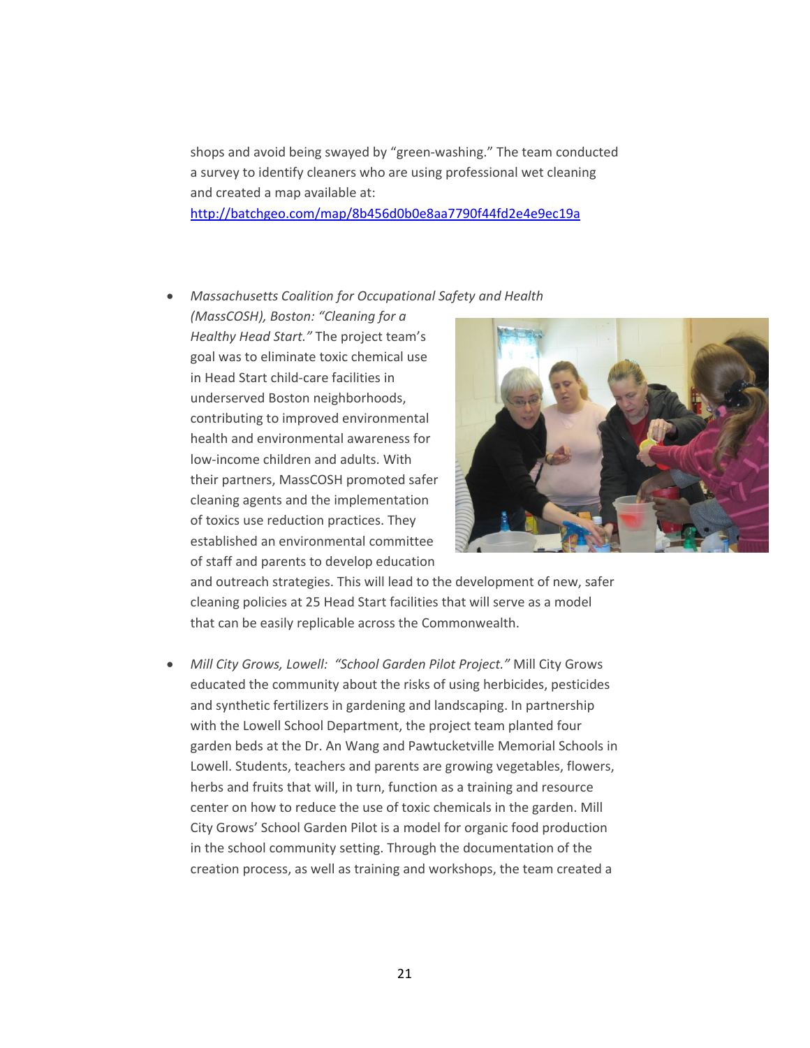shops and avoid being swayed by "green-washing." The team conducted a survey to identify cleaners who are using professional wet cleaning and created a map available at: http://batchgeo.com/map/8b456d0b0e8aa7790f44fd2e4e9ec19a

- *Massachusetts Coalition for Occupational Safety and Health (MassCOSH), Boston: "Cleaning for a Healthy Head Start."* The project team's goal was to eliminate toxic chemical use in Head Start child-care facilities in underserved Boston neighborhoods, contributing to improved environmental health and environmental awareness for low-income children and adults. With their partners, MassCOSH promoted safer cleaning agents and the implementation of toxics use reduction practices. They established an environmental committee of staff and parents to develop education and outreach strategies. This will lead to the development of new, safer cleaning policies at 25 Head Start facilities that will serve as a model that can be easily replicable across the Commonwealth.

- *Mill City Grows, Lowell: "School Garden Pilot Project."* Mill City Grows educated the community about the risks of using herbicides, pesticides and synthetic fertilizers in gardening and landscaping. In partnership with the Lowell School Department, the project team planted four garden beds at the Dr. An Wang and Pawtucketville Memorial Schools in Lowell. Students, teachers and parents are growing vegetables, flowers, herbs and fruits that will, in turn, function as a training and resource center on how to reduce the use of toxic chemicals in the garden. Mill City Grows' School Garden Pilot is a model for organic food production in the school community setting. Through the documentation of the creation process, as well as training and workshops, the team created a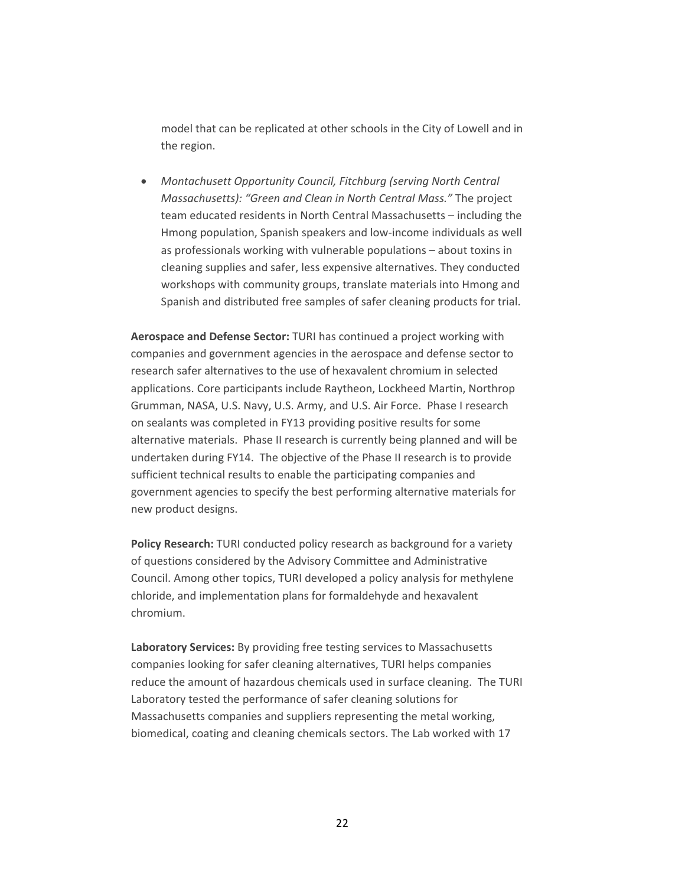model that can be replicated at other schools in the City of Lowell and in the region.

- *Montachusett Opportunity Council, Fitchburg (serving North Central Massachusetts): "Green and Clean in North Central Mass."* The project team educated residents in North Central Massachusetts – including the Hmong population, Spanish speakers and low-income individuals as well as professionals working with vulnerable populations – about toxins in cleaning supplies and safer, less expensive alternatives. They conducted workshops with community groups, translate materials into Hmong and Spanish and distributed free samples of safer cleaning products for trial.

**Aerospace and Defense Sector:** TURI has continued a project working with companies and government agencies in the aerospace and defense sector to research safer alternatives to the use of hexavalent chromium in selected applications. Core participants include Raytheon, Lockheed Martin, Northrop Grumman, NASA, U.S. Navy, U.S. Army, and U.S. Air Force. Phase I research on sealants was completed in FY13 providing positive results for some alternative materials. Phase II research is currently being planned and will be undertaken during FY14. The objective of the Phase II research is to provide sufficient technical results to enable the participating companies and government agencies to specify the best performing alternative materials for new product designs.

**Policy Research:** TURI conducted policy research as background for a variety of questions considered by the Advisory Committee and Administrative Council. Among other topics, TURI developed a policy analysis for methylene chloride, and implementation plans for formaldehyde and hexavalent chromium.

**Laboratory Services:** By providing free testing services to Massachusetts companies looking for safer cleaning alternatives, TURI helps companies reduce the amount of hazardous chemicals used in surface cleaning. The TURI Laboratory tested the performance of safer cleaning solutions for Massachusetts companies and suppliers representing the metal working, biomedical, coating and cleaning chemicals sectors. The Lab worked with 17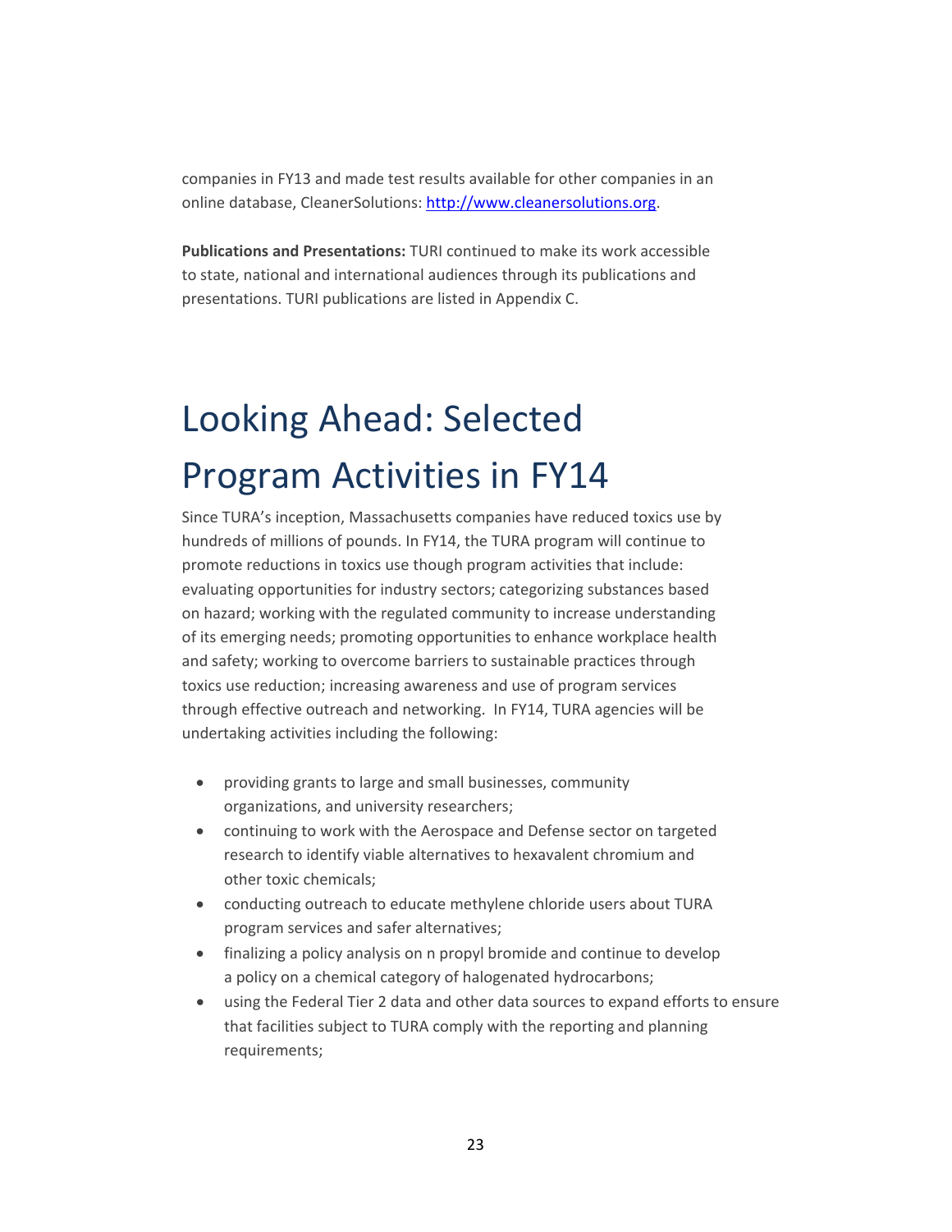companies in FY13 and made test results available for other companies in an online database, CleanerSolutions: [http://www.cleanersolutions.org](http://www.cleanersolutions.org).

**Publications and Presentations:** TURI continued to make its work accessible to state, national and international audiences through its publications and presentations. TURI publications are listed in Appendix C.

# Looking Ahead: Selected Program Activities in FY14

Since TURA's inception, Massachusetts companies have reduced toxics use by hundreds of millions of pounds. In FY14, the TURA program will continue to promote reductions in toxics use though program activities that include: evaluating opportunities for industry sectors; categorizing substances based on hazard; working with the regulated community to increase understanding of its emerging needs; promoting opportunities to enhance workplace health and safety; working to overcome barriers to sustainable practices through toxics use reduction; increasing awareness and use of program services through effective outreach and networking. In FY14, TURA agencies will be undertaking activities including the following:

- providing grants to large and small businesses, community organizations, and university researchers;
- continuing to work with the Aerospace and Defense sector on targeted research to identify viable alternatives to hexavalent chromium and other toxic chemicals;
- conducting outreach to educate methylene chloride users about TURA program services and safer alternatives;
- finalizing a policy analysis on n propyl bromide and continue to develop a policy on a chemical category of halogenated hydrocarbons;
- using the Federal Tier 2 data and other data sources to expand efforts to ensure that facilities subject to TURA comply with the reporting and planning requirements;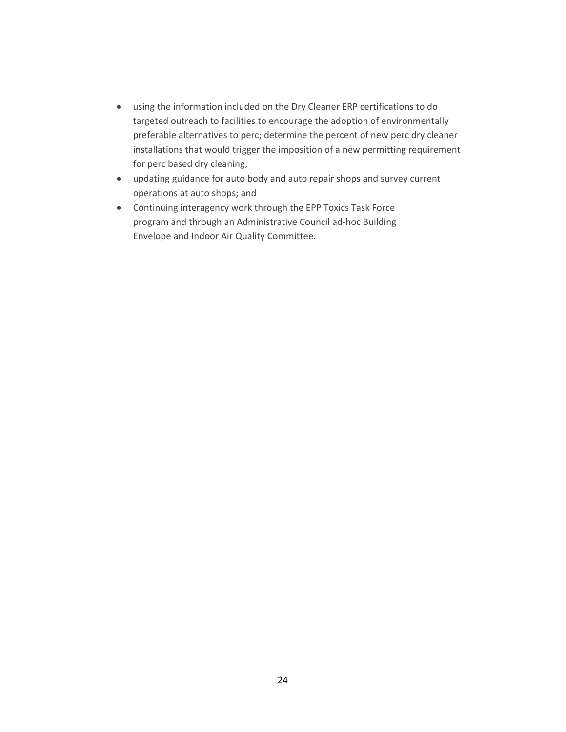- using the information included on the Dry Cleaner ERP certifications to do targeted outreach to facilities to encourage the adoption of environmentally preferable alternatives to perc; determine the percent of new perc dry cleaner installations that would trigger the imposition of a new permitting requirement for perc based dry cleaning;
- updating guidance for auto body and auto repair shops and survey current operations at auto shops; and
- Continuing interagency work through the EPP Toxics Task Force program and through an Administrative Council ad-hoc Building Envelope and Indoor Air Quality Committee.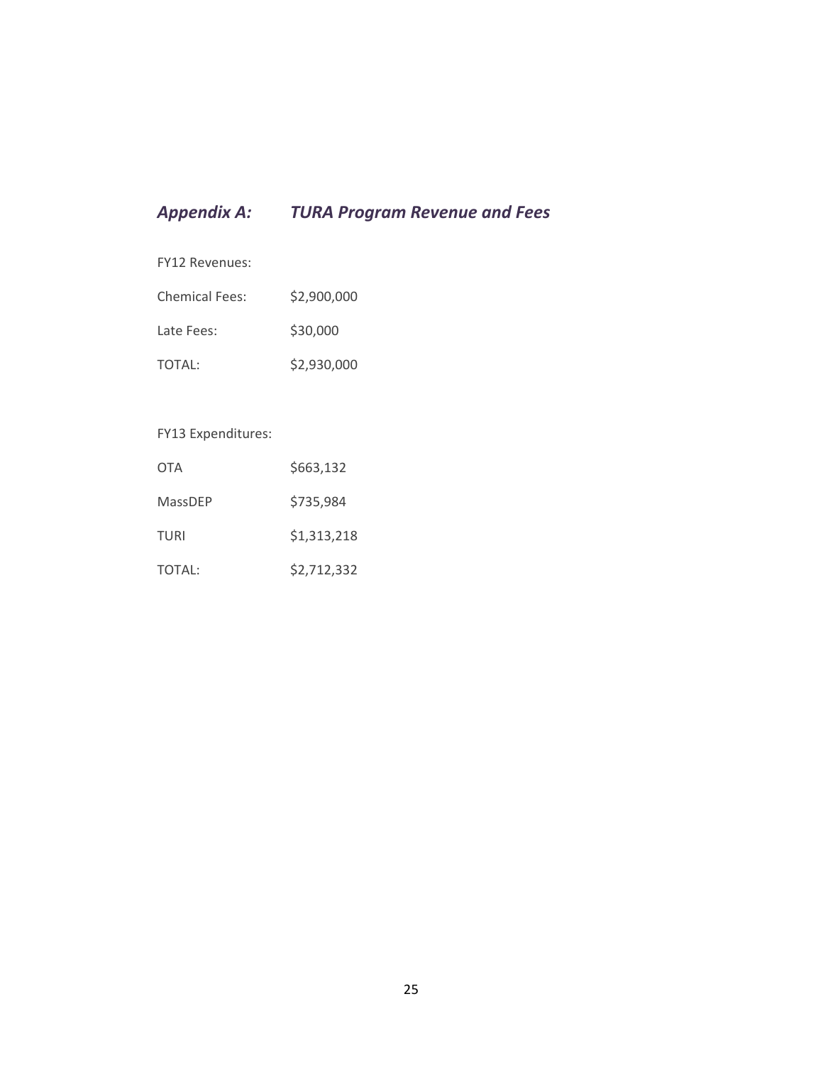## *Appendix A: TURA Program Revenue and Fees*

FY12 Revenues:

| | |
|---|---|
| Chemical Fees: | $2,900,000 |
| Late Fees: | $30,000 |
| TOTAL: | $2,930,000 |

FY13 Expenditures:

| | |
|---|---|
| OTA | $663,132 |
| MassDEP | $735,984 |
| TURI | $1,313,218 |
| TOTAL: | $2,712,332 |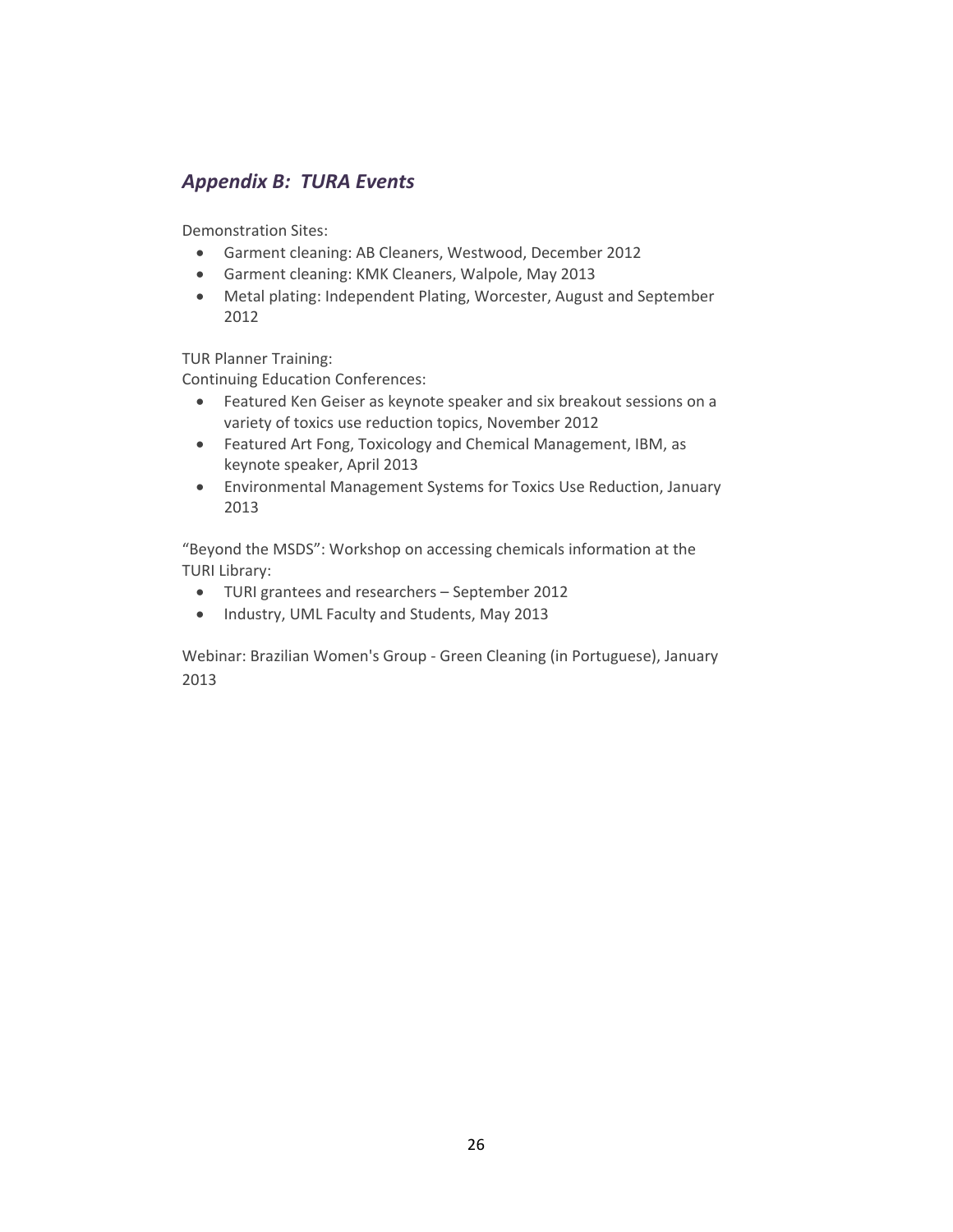## *Appendix B: TURA Events*

Demonstration Sites:

- Garment cleaning: AB Cleaners, Westwood, December 2012
- Garment cleaning: KMK Cleaners, Walpole, May 2013
- Metal plating: Independent Plating, Worcester, August and September 2012

TUR Planner Training:
Continuing Education Conferences:

- Featured Ken Geiser as keynote speaker and six breakout sessions on a variety of toxics use reduction topics, November 2012
- Featured Art Fong, Toxicology and Chemical Management, IBM, as keynote speaker, April 2013
- Environmental Management Systems for Toxics Use Reduction, January 2013

“Beyond the MSDS”: Workshop on accessing chemicals information at the TURI Library:

- TURI grantees and researchers – September 2012
- Industry, UML Faculty and Students, May 2013

Webinar: Brazilian Women's Group - Green Cleaning (in Portuguese), January 2013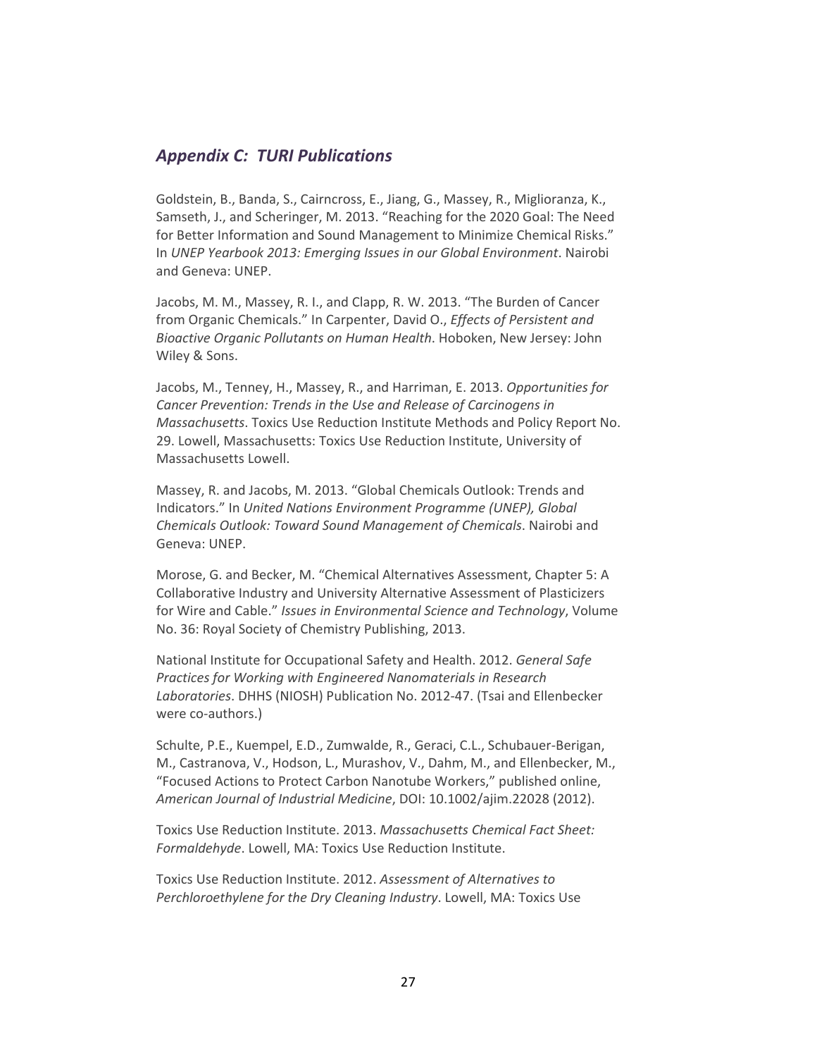## *Appendix C: TURI Publications*

Goldstein, B., Banda, S., Cairncross, E., Jiang, G., Massey, R., Miglioranza, K., Samseth, J., and Scheringer, M. 2013. "Reaching for the 2020 Goal: The Need for Better Information and Sound Management to Minimize Chemical Risks." In *UNEP Yearbook 2013: Emerging Issues in our Global Environment*. Nairobi and Geneva: UNEP.

Jacobs, M. M., Massey, R. I., and Clapp, R. W. 2013. "The Burden of Cancer from Organic Chemicals." In Carpenter, David O., *Effects of Persistent and Bioactive Organic Pollutants on Human Health*. Hoboken, New Jersey: John Wiley & Sons.

Jacobs, M., Tenney, H., Massey, R., and Harriman, E. 2013. *Opportunities for Cancer Prevention: Trends in the Use and Release of Carcinogens in Massachusetts*. Toxics Use Reduction Institute Methods and Policy Report No. 29. Lowell, Massachusetts: Toxics Use Reduction Institute, University of Massachusetts Lowell.

Massey, R. and Jacobs, M. 2013. "Global Chemicals Outlook: Trends and Indicators." In *United Nations Environment Programme (UNEP), Global Chemicals Outlook: Toward Sound Management of Chemicals*. Nairobi and Geneva: UNEP.

Morose, G. and Becker, M. "Chemical Alternatives Assessment, Chapter 5: A Collaborative Industry and University Alternative Assessment of Plasticizers for Wire and Cable." *Issues in Environmental Science and Technology*, Volume No. 36: Royal Society of Chemistry Publishing, 2013.

National Institute for Occupational Safety and Health. 2012. *General Safe Practices for Working with Engineered Nanomaterials in Research Laboratories*. DHHS (NIOSH) Publication No. 2012-47. (Tsai and Ellenbecker were co-authors.)

Schulte, P.E., Kuempel, E.D., Zumwalde, R., Geraci, C.L., Schubauer-Berigan, M., Castranova, V., Hodson, L., Murashov, V., Dahm, M., and Ellenbecker, M., "Focused Actions to Protect Carbon Nanotube Workers," published online, *American Journal of Industrial Medicine*, DOI: 10.1002/ajim.22028 (2012).

Toxics Use Reduction Institute. 2013. *Massachusetts Chemical Fact Sheet: Formaldehyde*. Lowell, MA: Toxics Use Reduction Institute.

Toxics Use Reduction Institute. 2012. *Assessment of Alternatives to Perchloroethylene for the Dry Cleaning Industry*. Lowell, MA: Toxics Use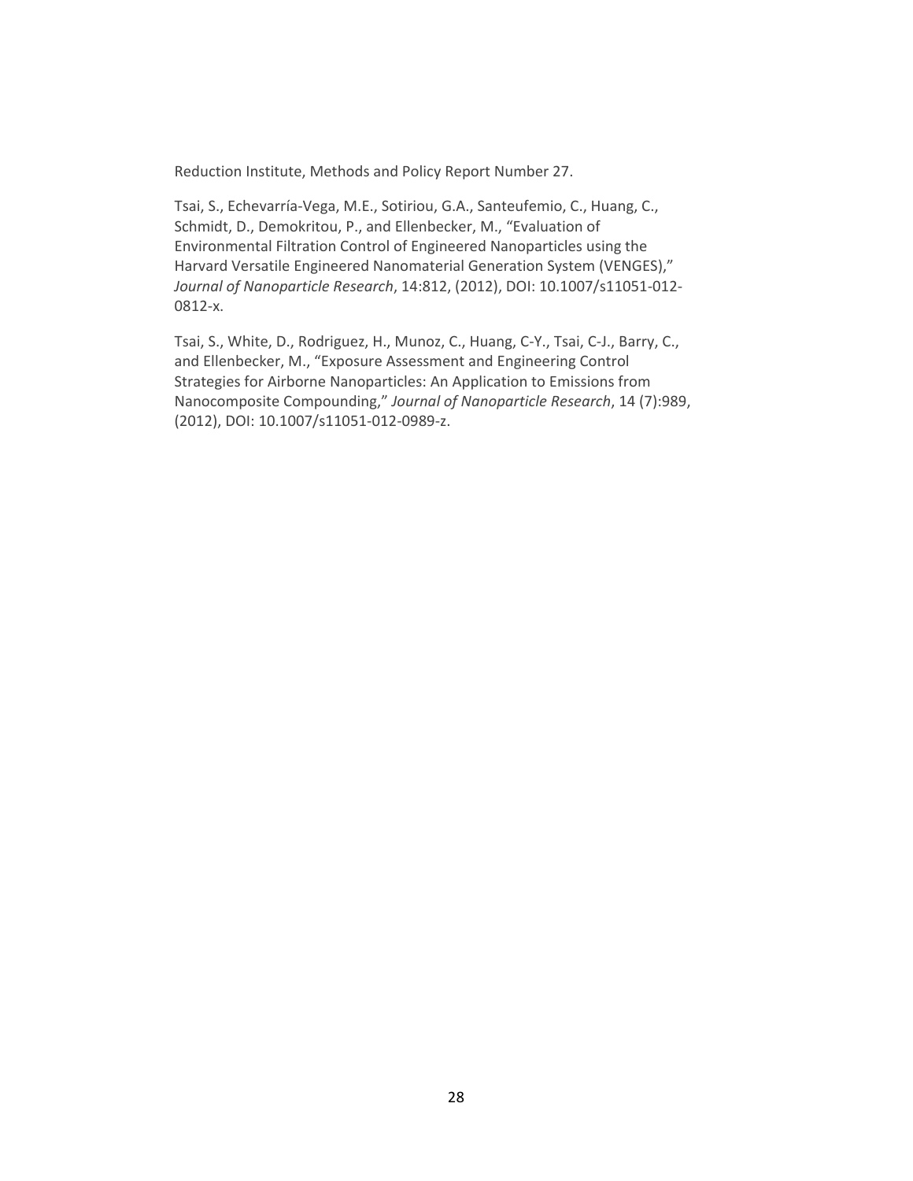Reduction Institute, Methods and Policy Report Number 27.

Tsai, S., Echevarría-Vega, M.E., Sotiriou, G.A., Santeufemio, C., Huang, C., Schmidt, D., Demokritou, P., and Ellenbecker, M., "Evaluation of Environmental Filtration Control of Engineered Nanoparticles using the Harvard Versatile Engineered Nanomaterial Generation System (VENGES)," *Journal of Nanoparticle Research*, 14:812, (2012), DOI: 10.1007/s11051-012-0812-x.

Tsai, S., White, D., Rodriguez, H., Munoz, C., Huang, C-Y., Tsai, C-J., Barry, C., and Ellenbecker, M., "Exposure Assessment and Engineering Control Strategies for Airborne Nanoparticles: An Application to Emissions from Nanocomposite Compounding," *Journal of Nanoparticle Research*, 14 (7):989, (2012), DOI: 10.1007/s11051-012-0989-z.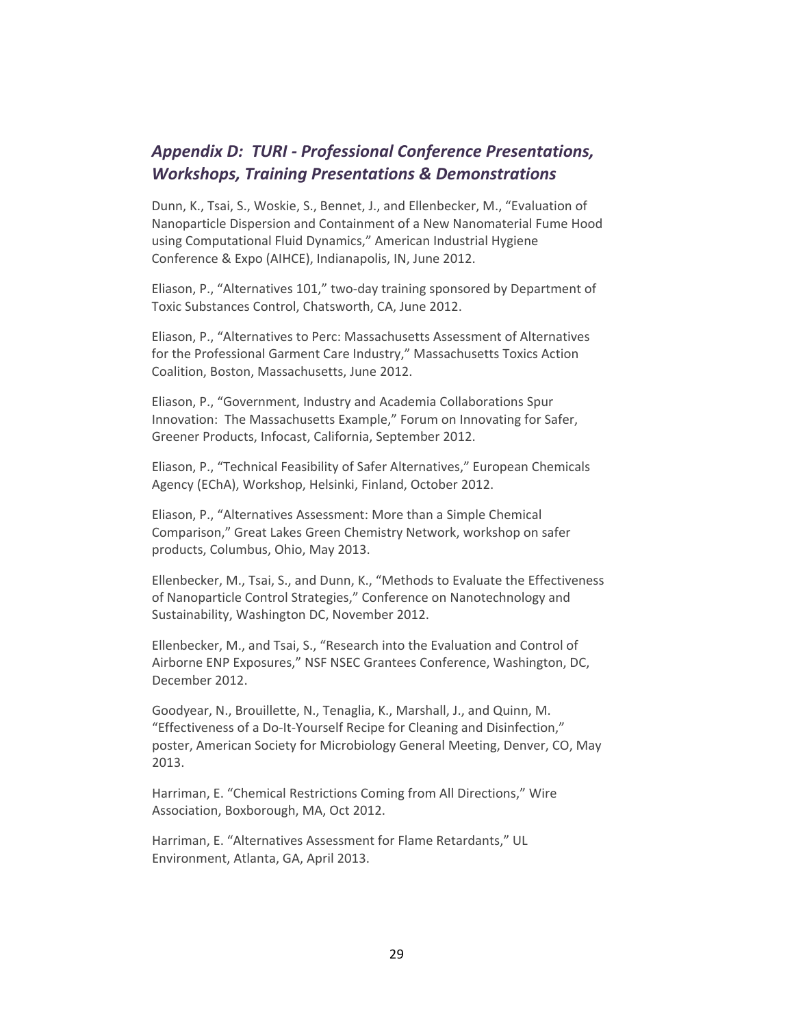## *Appendix D: TURI - Professional Conference Presentations, Workshops, Training Presentations & Demonstrations*

Dunn, K., Tsai, S., Woskie, S., Bennet, J., and Ellenbecker, M., "Evaluation of Nanoparticle Dispersion and Containment of a New Nanomaterial Fume Hood using Computational Fluid Dynamics," American Industrial Hygiene Conference & Expo (AIHCE), Indianapolis, IN, June 2012.

Eliason, P., "Alternatives 101," two-day training sponsored by Department of Toxic Substances Control, Chatsworth, CA, June 2012.

Eliason, P., "Alternatives to Perc: Massachusetts Assessment of Alternatives for the Professional Garment Care Industry," Massachusetts Toxics Action Coalition, Boston, Massachusetts, June 2012.

Eliason, P., "Government, Industry and Academia Collaborations Spur Innovation: The Massachusetts Example," Forum on Innovating for Safer, Greener Products, Infocast, California, September 2012.

Eliason, P., "Technical Feasibility of Safer Alternatives," European Chemicals Agency (EChA), Workshop, Helsinki, Finland, October 2012.

Eliason, P., "Alternatives Assessment: More than a Simple Chemical Comparison," Great Lakes Green Chemistry Network, workshop on safer products, Columbus, Ohio, May 2013.

Ellenbecker, M., Tsai, S., and Dunn, K., "Methods to Evaluate the Effectiveness of Nanoparticle Control Strategies," Conference on Nanotechnology and Sustainability, Washington DC, November 2012.

Ellenbecker, M., and Tsai, S., "Research into the Evaluation and Control of Airborne ENP Exposures," NSF NSEC Grantees Conference, Washington, DC, December 2012.

Goodyear, N., Brouillette, N., Tenaglia, K., Marshall, J., and Quinn, M. "Effectiveness of a Do-It-Yourself Recipe for Cleaning and Disinfection," poster, American Society for Microbiology General Meeting, Denver, CO, May 2013.

Harriman, E. "Chemical Restrictions Coming from All Directions," Wire Association, Boxborough, MA, Oct 2012.

Harriman, E. "Alternatives Assessment for Flame Retardants," UL Environment, Atlanta, GA, April 2013.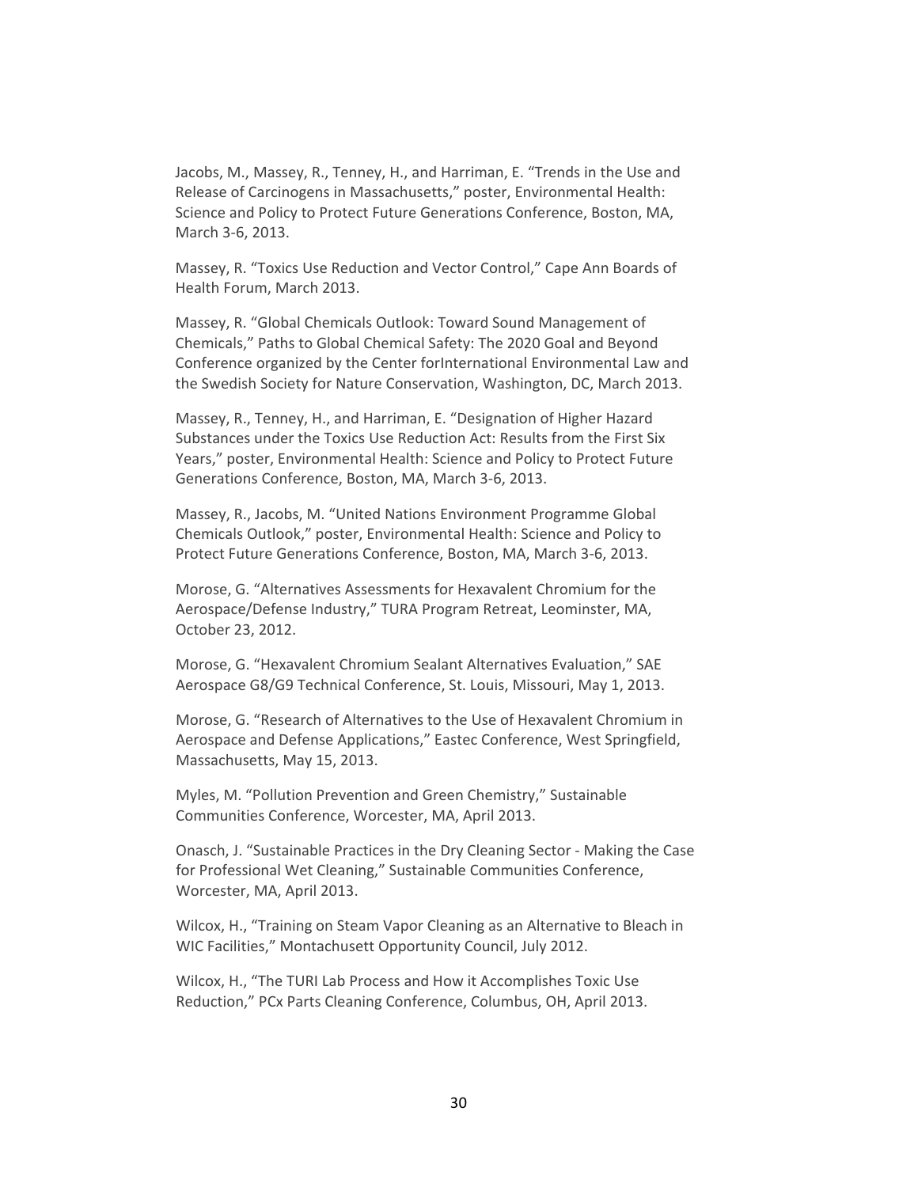Jacobs, M., Massey, R., Tenney, H., and Harriman, E. "Trends in the Use and Release of Carcinogens in Massachusetts," poster, Environmental Health: Science and Policy to Protect Future Generations Conference, Boston, MA, March 3-6, 2013.

Massey, R. "Toxics Use Reduction and Vector Control," Cape Ann Boards of Health Forum, March 2013.

Massey, R. "Global Chemicals Outlook: Toward Sound Management of Chemicals," Paths to Global Chemical Safety: The 2020 Goal and Beyond Conference organized by the Center forInternational Environmental Law and the Swedish Society for Nature Conservation, Washington, DC, March 2013.

Massey, R., Tenney, H., and Harriman, E. "Designation of Higher Hazard Substances under the Toxics Use Reduction Act: Results from the First Six Years," poster, Environmental Health: Science and Policy to Protect Future Generations Conference, Boston, MA, March 3-6, 2013.

Massey, R., Jacobs, M. "United Nations Environment Programme Global Chemicals Outlook," poster, Environmental Health: Science and Policy to Protect Future Generations Conference, Boston, MA, March 3-6, 2013.

Morose, G. "Alternatives Assessments for Hexavalent Chromium for the Aerospace/Defense Industry," TURA Program Retreat, Leominster, MA, October 23, 2012.

Morose, G. "Hexavalent Chromium Sealant Alternatives Evaluation," SAE Aerospace G8/G9 Technical Conference, St. Louis, Missouri, May 1, 2013.

Morose, G. "Research of Alternatives to the Use of Hexavalent Chromium in Aerospace and Defense Applications," Eastec Conference, West Springfield, Massachusetts, May 15, 2013.

Myles, M. "Pollution Prevention and Green Chemistry," Sustainable Communities Conference, Worcester, MA, April 2013.

Onasch, J. "Sustainable Practices in the Dry Cleaning Sector - Making the Case for Professional Wet Cleaning," Sustainable Communities Conference, Worcester, MA, April 2013.

Wilcox, H., "Training on Steam Vapor Cleaning as an Alternative to Bleach in WIC Facilities," Montachusett Opportunity Council, July 2012.

Wilcox, H., "The TURI Lab Process and How it Accomplishes Toxic Use Reduction," PCx Parts Cleaning Conference, Columbus, OH, April 2013.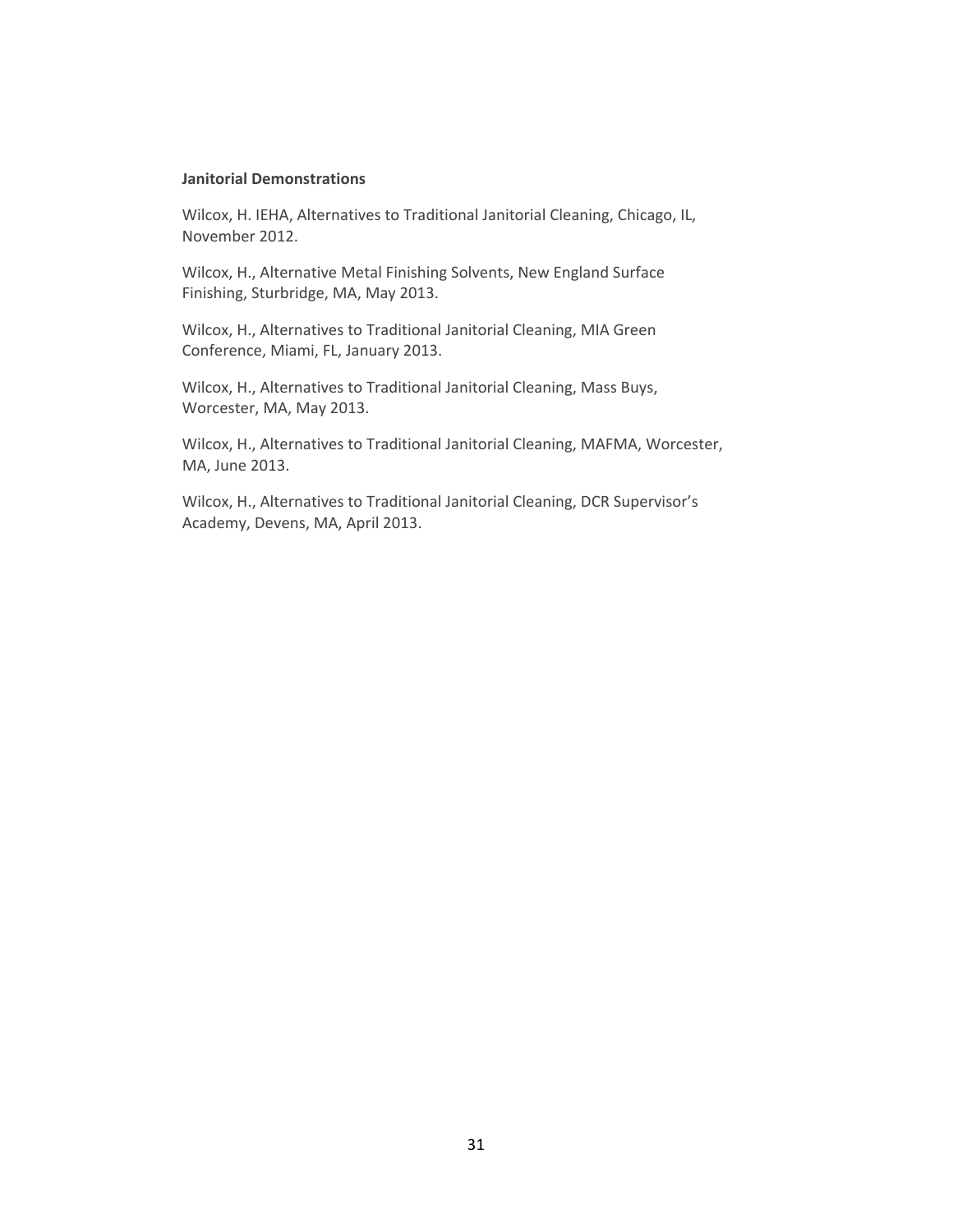**Janitorial Demonstrations**

Wilcox, H. IEHA, Alternatives to Traditional Janitorial Cleaning, Chicago, IL, November 2012.

Wilcox, H., Alternative Metal Finishing Solvents, New England Surface Finishing, Sturbridge, MA, May 2013.

Wilcox, H., Alternatives to Traditional Janitorial Cleaning, MIA Green Conference, Miami, FL, January 2013.

Wilcox, H., Alternatives to Traditional Janitorial Cleaning, Mass Buys, Worcester, MA, May 2013.

Wilcox, H., Alternatives to Traditional Janitorial Cleaning, MAFMA, Worcester, MA, June 2013.

Wilcox, H., Alternatives to Traditional Janitorial Cleaning, DCR Supervisor's Academy, Devens, MA, April 2013.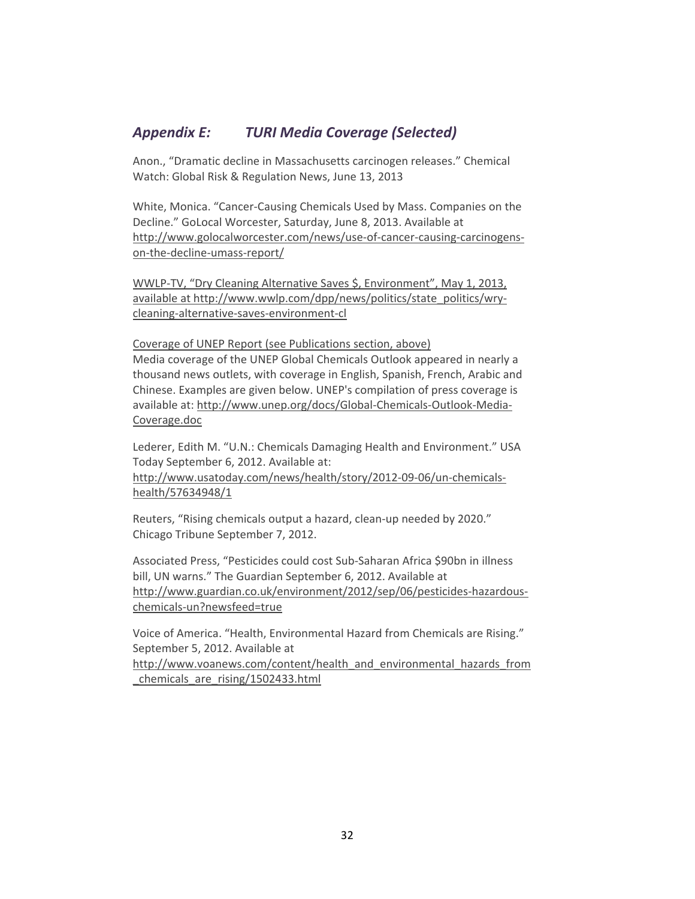## *Appendix E: TURI Media Coverage (Selected)*

Anon., "Dramatic decline in Massachusetts carcinogen releases." Chemical Watch: Global Risk & Regulation News, June 13, 2013

White, Monica. "Cancer-Causing Chemicals Used by Mass. Companies on the Decline." GoLocal Worcester, Saturday, June 8, 2013. Available at http://www.golocalworcester.com/news/use-of-cancer-causing-carcinogens-on-the-decline-umass-report/

WWLP-TV, "Dry Cleaning Alternative Saves $, Environment", May 1, 2013, available at http://www.wwlp.com/dpp/news/politics/state_politics/wry-cleaning-alternative-saves-environment-cl

Coverage of UNEP Report (see Publications section, above)
Media coverage of the UNEP Global Chemicals Outlook appeared in nearly a thousand news outlets, with coverage in English, Spanish, French, Arabic and Chinese. Examples are given below. UNEP's compilation of press coverage is available at: http://www.unep.org/docs/Global-Chemicals-Outlook-Media-Coverage.doc

Lederer, Edith M. "U.N.: Chemicals Damaging Health and Environment." USA Today September 6, 2012. Available at: http://www.usatoday.com/news/health/story/2012-09-06/un-chemicals-health/57634948/1

Reuters, "Rising chemicals output a hazard, clean-up needed by 2020." Chicago Tribune September 7, 2012.

Associated Press, "Pesticides could cost Sub-Saharan Africa $90bn in illness bill, UN warns." The Guardian September 6, 2012. Available at http://www.guardian.co.uk/environment/2012/sep/06/pesticides-hazardous-chemicals-un?newsfeed=true

Voice of America. "Health, Environmental Hazard from Chemicals are Rising." September 5, 2012. Available at http://www.voanews.com/content/health_and_environmental_hazards_from_chemicals_are_rising/1502433.html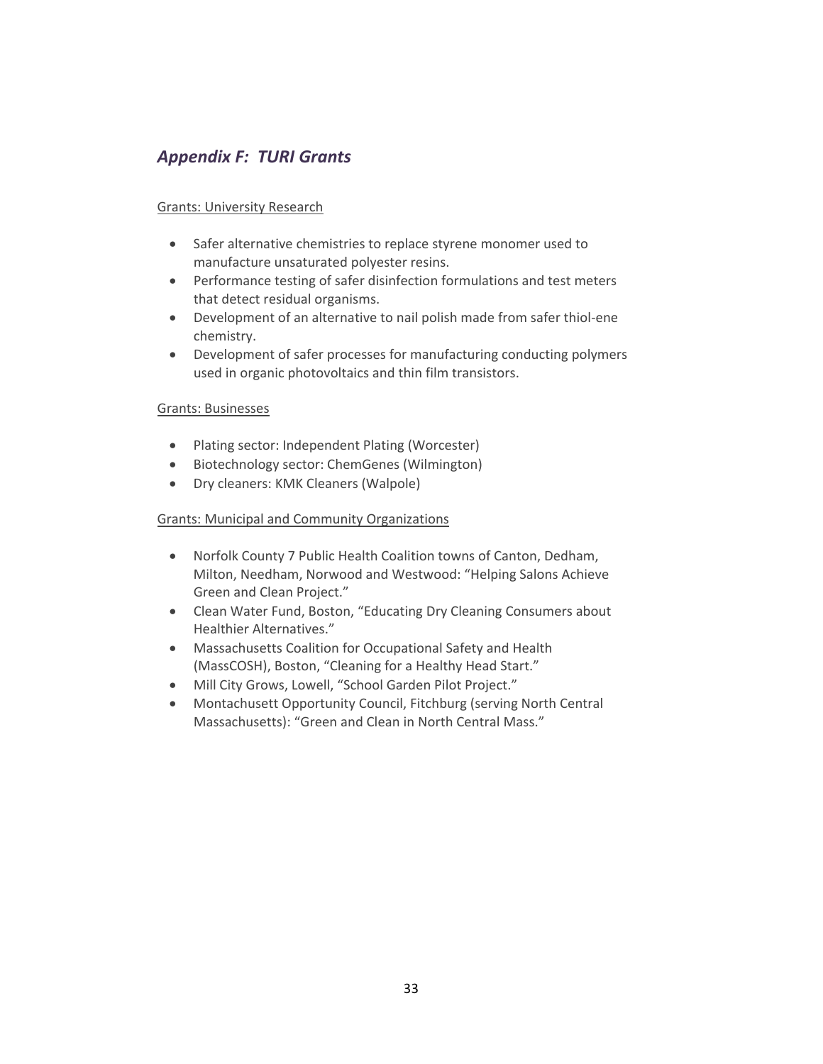## *Appendix F: TURI Grants*

Grants: University Research

- Safer alternative chemistries to replace styrene monomer used to manufacture unsaturated polyester resins.
- Performance testing of safer disinfection formulations and test meters that detect residual organisms.
- Development of an alternative to nail polish made from safer thiol-ene chemistry.
- Development of safer processes for manufacturing conducting polymers used in organic photovoltaics and thin film transistors.

Grants: Businesses

- Plating sector: Independent Plating (Worcester)
- Biotechnology sector: ChemGenes (Wilmington)
- Dry cleaners: KMK Cleaners (Walpole)

Grants: Municipal and Community Organizations

- Norfolk County 7 Public Health Coalition towns of Canton, Dedham, Milton, Needham, Norwood and Westwood: "Helping Salons Achieve Green and Clean Project."
- Clean Water Fund, Boston, "Educating Dry Cleaning Consumers about Healthier Alternatives."
- Massachusetts Coalition for Occupational Safety and Health (MassCOSH), Boston, "Cleaning for a Healthy Head Start."
- Mill City Grows, Lowell, "School Garden Pilot Project."
- Montachusett Opportunity Council, Fitchburg (serving North Central Massachusetts): "Green and Clean in North Central Mass."